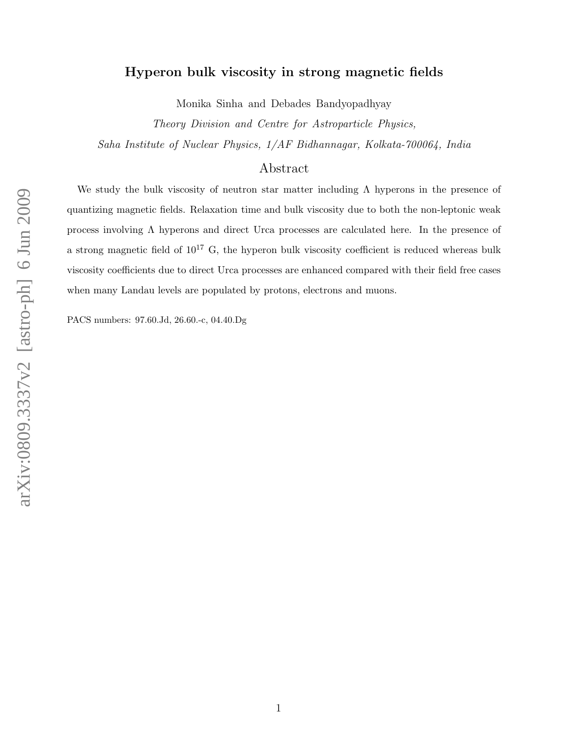# Hyperon bulk viscosity in strong magnetic fields

Monika Sinha and Debades Bandyopadhyay

*Theory Division and Centre for Astroparticle Physics,*
*Saha Institute of Nuclear Physics, 1/AF Bidhannagar, Kolkata-700064, India*

## Abstract

We study the bulk viscosity of neutron star matter including $\Lambda$ hyperons in the presence of quantizing magnetic fields. Relaxation time and bulk viscosity due to both the non-leptonic weak process involving $\Lambda$ hyperons and direct Urca processes are calculated here. In the presence of a strong magnetic field of $10^{17}$ G, the hyperon bulk viscosity coefficient is reduced whereas bulk viscosity coefficients due to direct Urca processes are enhanced compared with their field free cases when many Landau levels are populated by protons, electrons and muons.

PACS numbers: 97.60.Jd, 26.60.-c, 04.40.Dg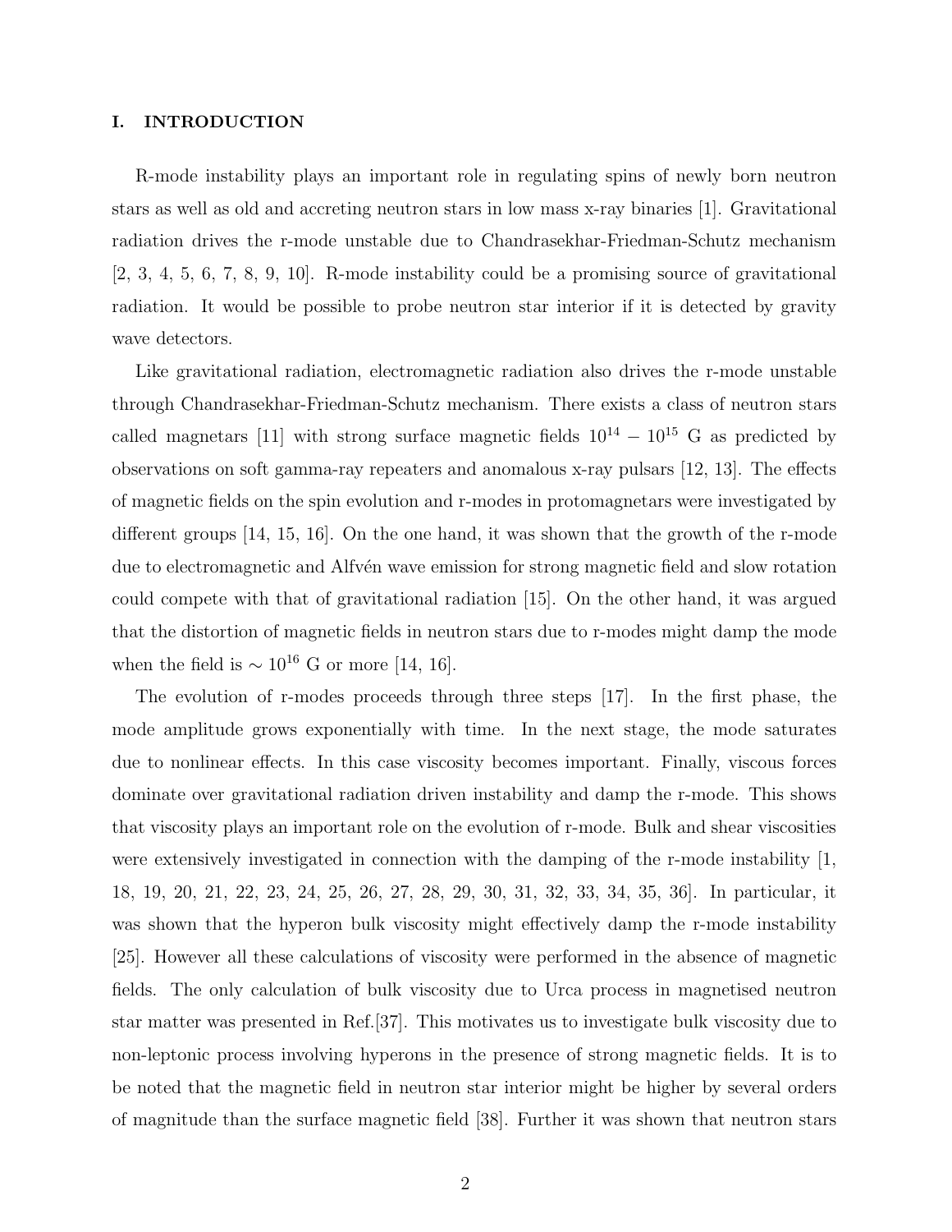## I. INTRODUCTION

R-mode instability plays an important role in regulating spins of newly born neutron stars as well as old and accreting neutron stars in low mass x-ray binaries [1]. Gravitational radiation drives the r-mode unstable due to Chandrasekhar-Friedman-Schutz mechanism [2, 3, 4, 5, 6, 7, 8, 9, 10]. R-mode instability could be a promising source of gravitational radiation. It would be possible to probe neutron star interior if it is detected by gravity wave detectors.

Like gravitational radiation, electromagnetic radiation also drives the r-mode unstable through Chandrasekhar-Friedman-Schutz mechanism. There exists a class of neutron stars called magnetars [11] with strong surface magnetic fields $10^{14} - 10^{15}$ G as predicted by observations on soft gamma-ray repeaters and anomalous x-ray pulsars [12, 13]. The effects of magnetic fields on the spin evolution and r-modes in protomagnetars were investigated by different groups [14, 15, 16]. On the one hand, it was shown that the growth of the r-mode due to electromagnetic and Alfvén wave emission for strong magnetic field and slow rotation could compete with that of gravitational radiation [15]. On the other hand, it was argued that the distortion of magnetic fields in neutron stars due to r-modes might damp the mode when the field is $\sim 10^{16}$ G or more [14, 16].

The evolution of r-modes proceeds through three steps [17]. In the first phase, the mode amplitude grows exponentially with time. In the next stage, the mode saturates due to nonlinear effects. In this case viscosity becomes important. Finally, viscous forces dominate over gravitational radiation driven instability and damp the r-mode. This shows that viscosity plays an important role on the evolution of r-mode. Bulk and shear viscosities were extensively investigated in connection with the damping of the r-mode instability [1, 18, 19, 20, 21, 22, 23, 24, 25, 26, 27, 28, 29, 30, 31, 32, 33, 34, 35, 36]. In particular, it was shown that the hyperon bulk viscosity might effectively damp the r-mode instability [25]. However all these calculations of viscosity were performed in the absence of magnetic fields. The only calculation of bulk viscosity due to Urca process in magnetised neutron star matter was presented in Ref.[37]. This motivates us to investigate bulk viscosity due to non-leptonic process involving hyperons in the presence of strong magnetic fields. It is to be noted that the magnetic field in neutron star interior might be higher by several orders of magnitude than the surface magnetic field [38]. Further it was shown that neutron stars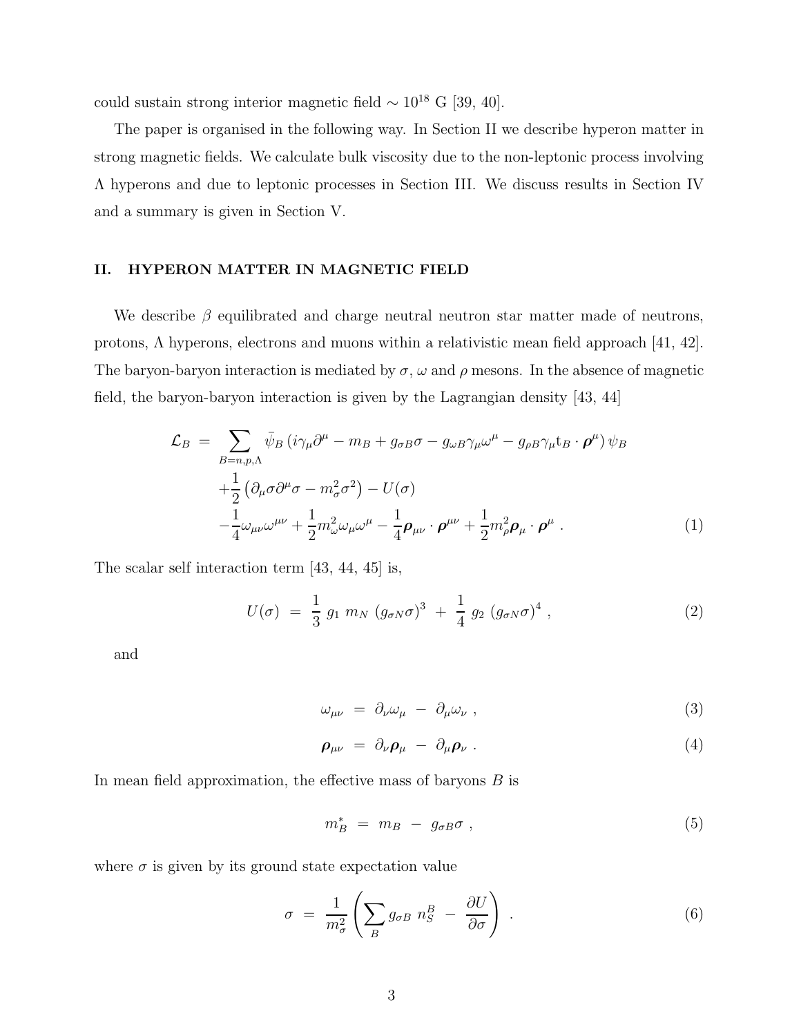could sustain strong interior magnetic field $\sim 10^{18}$ G [39, 40].

The paper is organised in the following way. In Section II we describe hyperon matter in strong magnetic fields. We calculate bulk viscosity due to the non-leptonic process involving $\Lambda$ hyperons and due to leptonic processes in Section III. We discuss results in Section IV and a summary is given in Section V.

## II. HYPERON MATTER IN MAGNETIC FIELD

We describe $\beta$ equilibrated and charge neutral neutron star matter made of neutrons, protons, $\Lambda$ hyperons, electrons and muons within a relativistic mean field approach [41, 42]. The baryon-baryon interaction is mediated by $\sigma$, $\omega$ and $\rho$ mesons. In the absence of magnetic field, the baryon-baryon interaction is given by the Lagrangian density [43, 44]

$$
\begin{aligned}
\mathcal{L}_B \;=\; & \sum_{B=n,p,\Lambda} \bar{\psi}_B \left( i\gamma_\mu \partial^\mu - m_B + g_{\sigma B}\sigma - g_{\omega B}\gamma_\mu \omega^\mu - g_{\rho B}\gamma_\mu \mathrm{t}_B \cdot \boldsymbol{\rho}^\mu \right) \psi_B \\
& + \frac{1}{2}\left( \partial_\mu \sigma \partial^\mu \sigma - m_\sigma^2 \sigma^2 \right) - U(\sigma) \\
& - \frac{1}{4}\omega_{\mu\nu}\omega^{\mu\nu} + \frac{1}{2}m_\omega^2 \omega_\mu \omega^\mu - \frac{1}{4}\boldsymbol{\rho}_{\mu\nu}\cdot\boldsymbol{\rho}^{\mu\nu} + \frac{1}{2}m_\rho^2 \boldsymbol{\rho}_\mu \cdot \boldsymbol{\rho}^\mu \ .
\end{aligned}
\tag{1}
$$

The scalar self interaction term [43, 44, 45] is,

$$
U(\sigma) \;=\; \frac{1}{3}\, g_1 \, m_N \, (g_{\sigma N}\sigma)^3 \;+\; \frac{1}{4}\, g_2 \, (g_{\sigma N}\sigma)^4 \ , \tag{2}
$$

and

$$
\omega_{\mu\nu} \;=\; \partial_\nu \omega_\mu \;-\; \partial_\mu \omega_\nu \ , \tag{3}
$$

$$
\boldsymbol{\rho}_{\mu\nu} \;=\; \partial_\nu \boldsymbol{\rho}_\mu \;-\; \partial_\mu \boldsymbol{\rho}_\nu \ . \tag{4}
$$

In mean field approximation, the effective mass of baryons $B$ is

$$
m_B^* \;=\; m_B \;-\; g_{\sigma B}\sigma \ , \tag{5}
$$

where $\sigma$ is given by its ground state expectation value

$$
\sigma \;=\; \frac{1}{m_\sigma^2}\left( \sum_B g_{\sigma B}\; n_S^B \;-\; \frac{\partial U}{\partial \sigma} \right) \ . \tag{6}
$$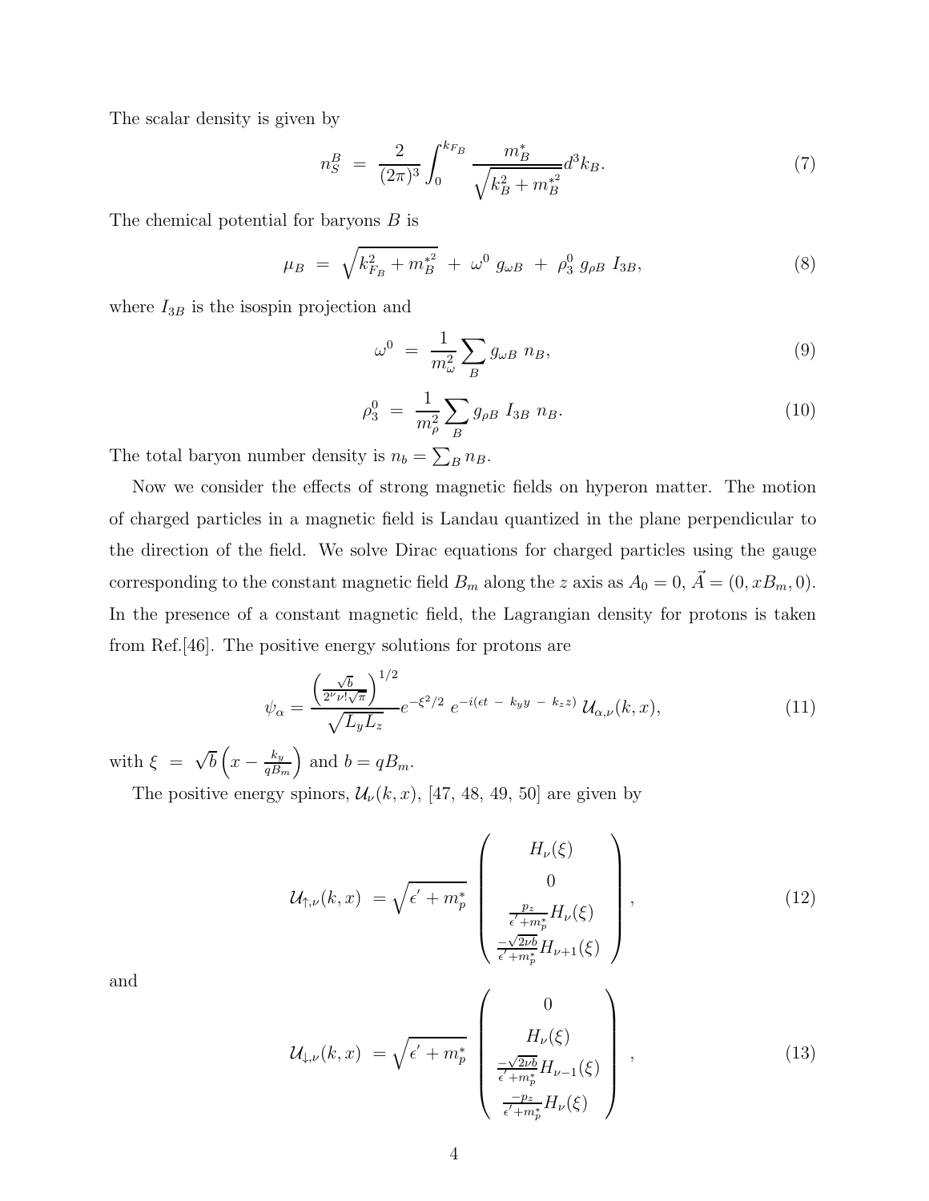The scalar density is given by

$$n_S^B \ = \ \frac{2}{(2\pi)^3}\int_0^{k_{F_B}} \frac{m_B^*}{\sqrt{k_B^2 + m_B^{*2}}} d^3k_B. \tag{7}$$

The chemical potential for baryons $B$ is

$$\mu_B \ = \ \sqrt{k_{F_B}^2 + m_B^{*2}} \ + \ \omega^0 \ g_{\omega B} \ + \ \rho_3^0 \ g_{\rho B} \ I_{3B}, \tag{8}$$

where $I_{3B}$ is the isospin projection and

$$\omega^0 \ = \ \frac{1}{m_\omega^2}\sum_B g_{\omega B} \ n_B, \tag{9}$$

$$\rho_3^0 \ = \ \frac{1}{m_\rho^2}\sum_B g_{\rho B} \ I_{3B} \ n_B. \tag{10}$$

The total baryon number density is $n_b = \sum_B n_B$.

Now we consider the effects of strong magnetic fields on hyperon matter. The motion of charged particles in a magnetic field is Landau quantized in the plane perpendicular to the direction of the field. We solve Dirac equations for charged particles using the gauge corresponding to the constant magnetic field $B_m$ along the $z$ axis as $A_0 = 0$, $\vec{A} = (0, xB_m, 0)$. In the presence of a constant magnetic field, the Lagrangian density for protons is taken from Ref.[46]. The positive energy solutions for protons are

$$\psi_\alpha = \frac{\left(\frac{\sqrt{b}}{2^\nu \nu! \sqrt{\pi}}\right)^{1/2}}{\sqrt{L_y L_z}} e^{-\xi^2/2} \ e^{-i(\epsilon t \ - \ k_y y \ - \ k_z z)} \, \mathcal{U}_{\alpha,\nu}(k,x), \tag{11}$$

with $\xi \ = \ \sqrt{b}\left(x - \frac{k_y}{qB_m}\right)$ and $b = qB_m$.

The positive energy spinors, $\mathcal{U}_\nu(k,x)$, [47, 48, 49, 50] are given by

$$\mathcal{U}_{\uparrow,\nu}(k,x) \ = \sqrt{\epsilon' + m_p^*} \begin{pmatrix} H_\nu(\xi) \\ 0 \\ \frac{p_z}{\epsilon' + m_p^*} H_\nu(\xi) \\ \frac{-\sqrt{2\nu b}}{\epsilon' + m_p^*} H_{\nu+1}(\xi) \end{pmatrix}, \tag{12}$$

and

$$\mathcal{U}_{\downarrow,\nu}(k,x) \ = \sqrt{\epsilon' + m_p^*} \begin{pmatrix} 0 \\ H_\nu(\xi) \\ \frac{-\sqrt{2\nu b}}{\epsilon' + m_p^*} H_{\nu-1}(\xi) \\ \frac{-p_z}{\epsilon' + m_p^*} H_\nu(\xi) \end{pmatrix}, \tag{13}$$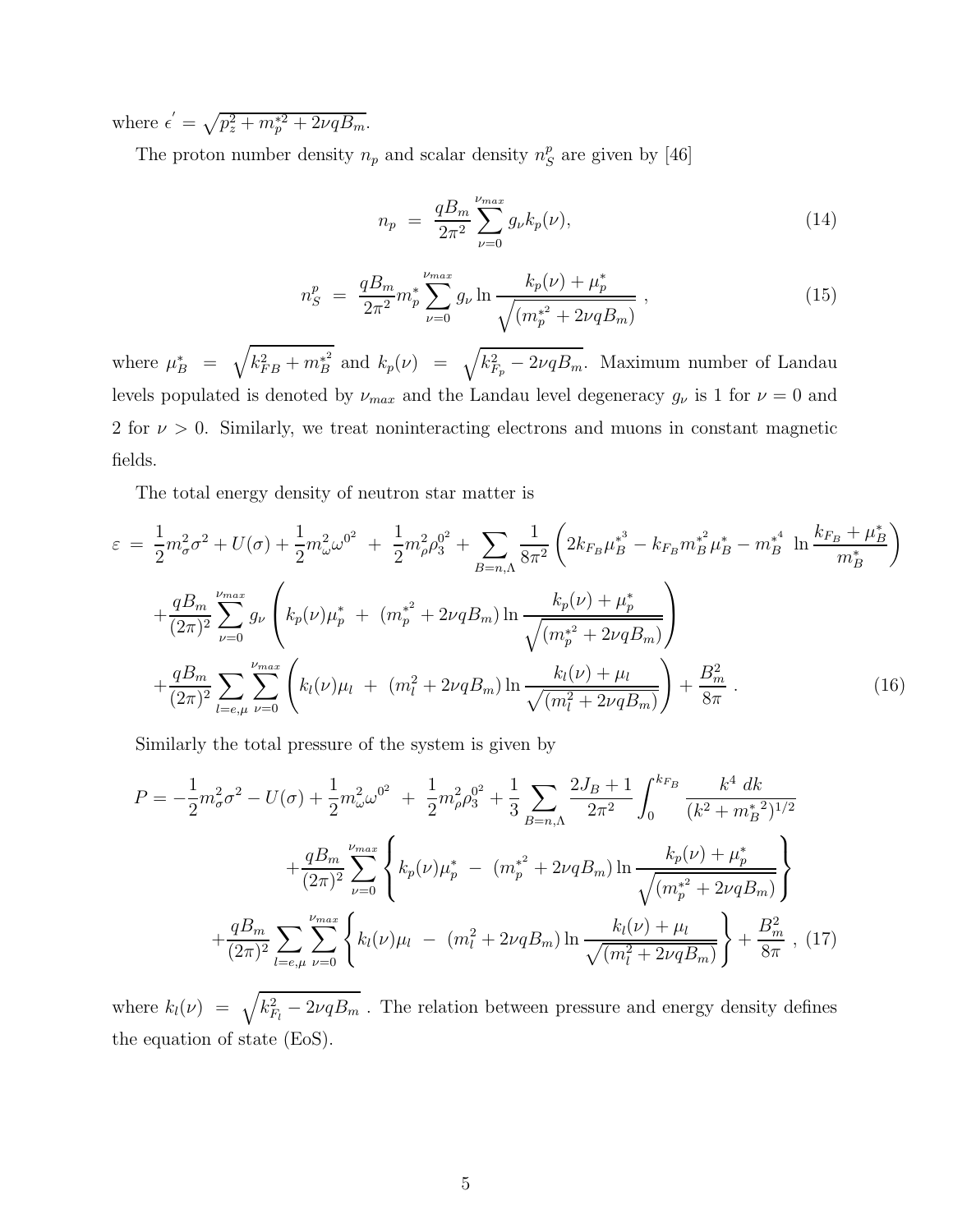where $\epsilon^{'} = \sqrt{p_z^2 + m_p^{*2} + 2\nu q B_m}$.

The proton number density $n_p$ and scalar density $n_S^p$ are given by [46]

$$n_p \;=\; \frac{qB_m}{2\pi^2}\sum_{\nu=0}^{\nu_{max}} g_\nu k_p(\nu), \tag{14}$$

$$n_S^p \;=\; \frac{qB_m}{2\pi^2} m_p^* \sum_{\nu=0}^{\nu_{max}} g_\nu \ln\frac{k_p(\nu)+\mu_p^*}{\sqrt{(m_p^{*^2}+2\nu q B_m)}}\ , \tag{15}$$

where $\mu_B^* \;=\; \sqrt{k_{FB}^2 + m_B^{*^2}}$ and $k_p(\nu) \;=\; \sqrt{k_{F_p}^2 - 2\nu q B_m}$. Maximum number of Landau levels populated is denoted by $\nu_{max}$ and the Landau level degeneracy $g_\nu$ is 1 for $\nu = 0$ and 2 for $\nu > 0$. Similarly, we treat noninteracting electrons and muons in constant magnetic fields.

The total energy density of neutron star matter is

$$\begin{aligned}
\varepsilon \;=\; & \frac{1}{2}m_\sigma^2\sigma^2 + U(\sigma) + \frac{1}{2}m_\omega^2\omega^{0^2} \;+\; \frac{1}{2}m_\rho^2\rho_3^{0^2} + \sum_{B=n,\Lambda}\frac{1}{8\pi^2}\left(2k_{F_B}\mu_B^{*^3} - k_{F_B}m_B^{*^2}\mu_B^* - m_B^{*^4}\ \ln\frac{k_{F_B}+\mu_B^*}{m_B^*}\right)\\
& + \frac{qB_m}{(2\pi)^2}\sum_{\nu=0}^{\nu_{max}} g_\nu\left(k_p(\nu)\mu_p^* \;+\; (m_p^{*^2}+2\nu q B_m)\ln\frac{k_p(\nu)+\mu_p^*}{\sqrt{(m_p^{*^2}+2\nu q B_m)}}\right)\\
& + \frac{qB_m}{(2\pi)^2}\sum_{l=e,\mu}\sum_{\nu=0}^{\nu_{max}}\left(k_l(\nu)\mu_l \;+\; (m_l^2+2\nu q B_m)\ln\frac{k_l(\nu)+\mu_l}{\sqrt{(m_l^2+2\nu q B_m)}}\right) + \frac{B_m^2}{8\pi}\ .
\end{aligned} \tag{16}$$

Similarly the total pressure of the system is given by

$$\begin{aligned}
P = & -\frac{1}{2}m_\sigma^2\sigma^2 - U(\sigma) + \frac{1}{2}m_\omega^2\omega^{0^2} \;+\; \frac{1}{2}m_\rho^2\rho_3^{0^2} + \frac{1}{3}\sum_{B=n,\Lambda}\frac{2J_B+1}{2\pi^2}\int_0^{k_{F_B}}\frac{k^4\ dk}{(k^2+{m_B^*}^2)^{1/2}}\\
& + \frac{qB_m}{(2\pi)^2}\sum_{\nu=0}^{\nu_{max}}\left\{k_p(\nu)\mu_p^* \;-\; (m_p^{*^2}+2\nu q B_m)\ln\frac{k_p(\nu)+\mu_p^*}{\sqrt{(m_p^{*^2}+2\nu q B_m)}}\right\}\\
& + \frac{qB_m}{(2\pi)^2}\sum_{l=e,\mu}\sum_{\nu=0}^{\nu_{max}}\left\{k_l(\nu)\mu_l \;-\; (m_l^2+2\nu q B_m)\ln\frac{k_l(\nu)+\mu_l}{\sqrt{(m_l^2+2\nu q B_m)}}\right\} + \frac{B_m^2}{8\pi}\ ,
\end{aligned} \tag{17}$$

where $k_l(\nu) \;=\; \sqrt{k_{F_l}^2 - 2\nu q B_m}$ . The relation between pressure and energy density defines the equation of state (EoS).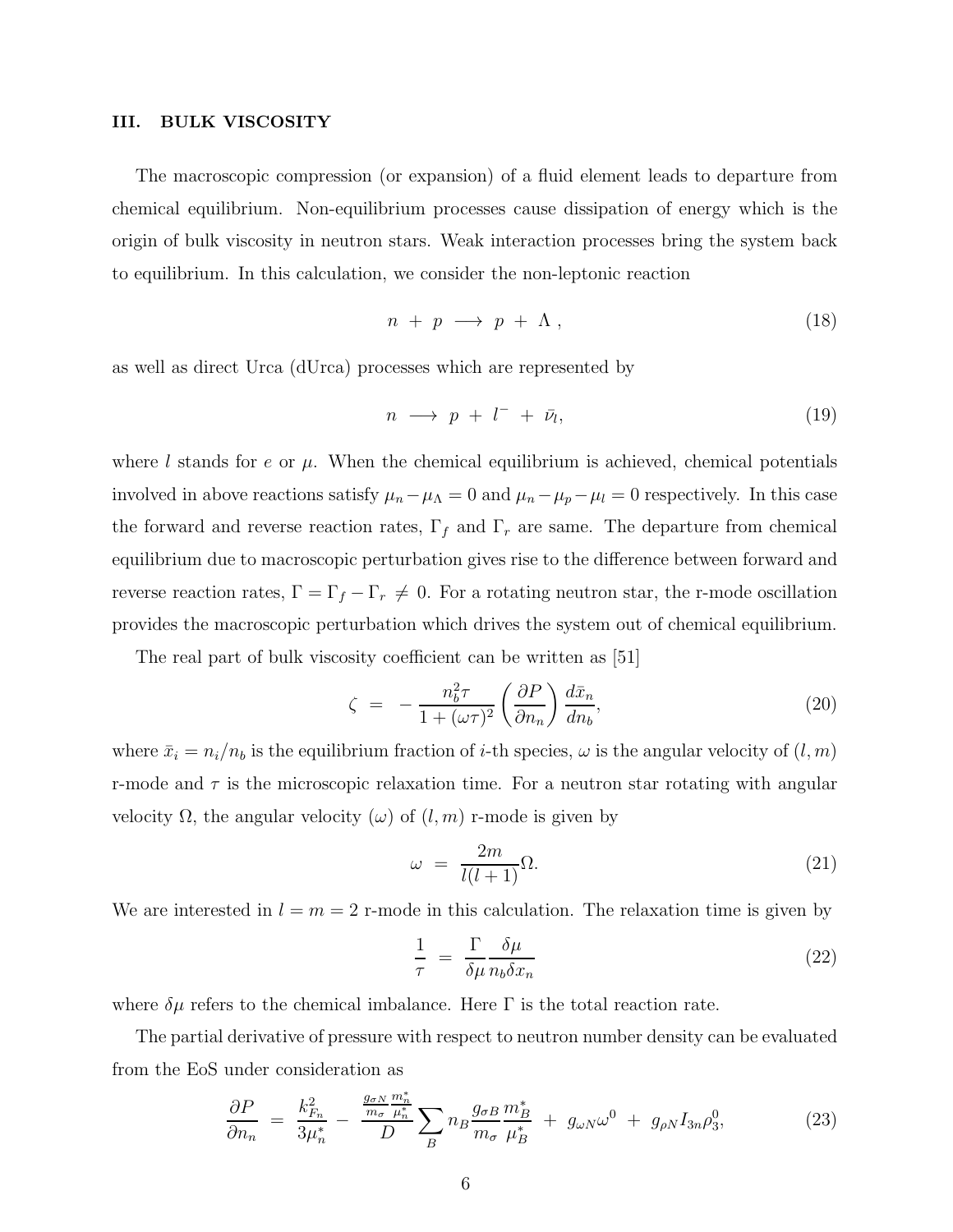## III. BULK VISCOSITY

The macroscopic compression (or expansion) of a fluid element leads to departure from chemical equilibrium. Non-equilibrium processes cause dissipation of energy which is the origin of bulk viscosity in neutron stars. Weak interaction processes bring the system back to equilibrium. In this calculation, we consider the non-leptonic reaction

$$n \; + \; p \; \longrightarrow \; p \; + \; \Lambda \; , \tag{18}$$

as well as direct Urca (dUrca) processes which are represented by

$$n \; \longrightarrow \; p \; + \; l^- \; + \; \bar{\nu}_l, \tag{19}$$

where $l$ stands for $e$ or $\mu$. When the chemical equilibrium is achieved, chemical potentials involved in above reactions satisfy $\mu_n - \mu_\Lambda = 0$ and $\mu_n - \mu_p - \mu_l = 0$ respectively. In this case the forward and reverse reaction rates, $\Gamma_f$ and $\Gamma_r$ are same. The departure from chemical equilibrium due to macroscopic perturbation gives rise to the difference between forward and reverse reaction rates, $\Gamma = \Gamma_f - \Gamma_r \neq 0$. For a rotating neutron star, the r-mode oscillation provides the macroscopic perturbation which drives the system out of chemical equilibrium.

The real part of bulk viscosity coefficient can be written as [51]

$$\zeta \;=\; -\frac{n_b^2 \tau}{1 + (\omega\tau)^2} \left(\frac{\partial P}{\partial n_n}\right) \frac{d\bar{x}_n}{dn_b}, \tag{20}$$

where $\bar{x}_i = n_i/n_b$ is the equilibrium fraction of $i$-th species, $\omega$ is the angular velocity of $(l, m)$ r-mode and $\tau$ is the microscopic relaxation time. For a neutron star rotating with angular velocity $\Omega$, the angular velocity ($\omega$) of $(l, m)$ r-mode is given by

$$\omega \;=\; \frac{2m}{l(l+1)} \Omega. \tag{21}$$

We are interested in $l = m = 2$ r-mode in this calculation. The relaxation time is given by

$$\frac{1}{\tau} \;=\; \frac{\Gamma}{\delta\mu} \frac{\delta\mu}{n_b \delta x_n} \tag{22}$$

where $\delta\mu$ refers to the chemical imbalance. Here $\Gamma$ is the total reaction rate.

The partial derivative of pressure with respect to neutron number density can be evaluated from the EoS under consideration as

$$\frac{\partial P}{\partial n_n} \;=\; \frac{k_{F_n}^2}{3\mu_n^*} \;-\; \frac{\frac{g_{\sigma N}}{m_\sigma}\frac{m_n^*}{\mu_n^*}}{D} \sum_B n_B \frac{g_{\sigma B}}{m_\sigma} \frac{m_B^*}{\mu_B^*} \;+\; g_{\omega N}\omega^0 \;+\; g_{\rho N} I_{3n} \rho_3^0, \tag{23}$$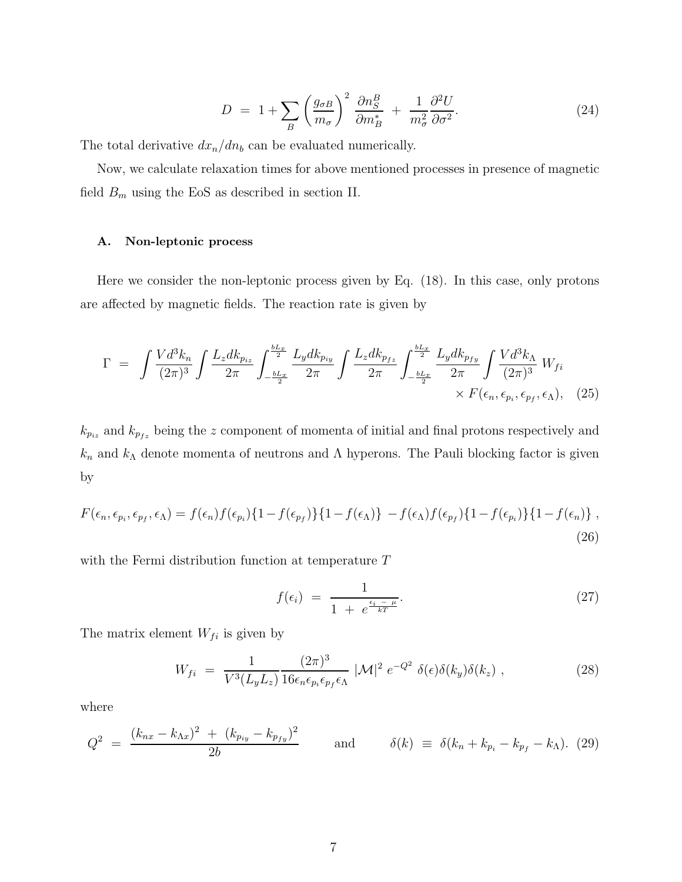$$D \;=\; 1+\sum_B \left(\frac{g_{\sigma B}}{m_\sigma}\right)^2 \,\frac{\partial n_S^B}{\partial m_B^*} \;+\; \frac{1}{m_\sigma^2}\frac{\partial^2 U}{\partial \sigma^2}. \tag{24}$$

The total derivative $dx_n/dn_b$ can be evaluated numerically.

Now, we calculate relaxation times for above mentioned processes in presence of magnetic field $B_m$ using the EoS as described in section II.

### A. Non-leptonic process

Here we consider the non-leptonic process given by Eq. (18). In this case, only protons are affected by magnetic fields. The reaction rate is given by

$$\Gamma \;=\; \int \frac{V d^3k_n}{(2\pi)^3} \int \frac{L_z dk_{p_{iz}}}{2\pi} \int_{-\frac{bL_x}{2}}^{\frac{bL_x}{2}} \frac{L_y dk_{p_{iy}}}{2\pi} \int \frac{L_z dk_{p_{fz}}}{2\pi} \int_{-\frac{bL_x}{2}}^{\frac{bL_x}{2}} \frac{L_y dk_{p_{fy}}}{2\pi} \int \frac{V d^3k_\Lambda}{(2\pi)^3}\, W_{fi} \times F(\epsilon_n, \epsilon_{p_i}, \epsilon_{p_f}, \epsilon_\Lambda), \tag{25}$$

$k_{p_{iz}}$ and $k_{p_{fz}}$ being the $z$ component of momenta of initial and final protons respectively and $k_n$ and $k_\Lambda$ denote momenta of neutrons and $\Lambda$ hyperons. The Pauli blocking factor is given by

$$F(\epsilon_n, \epsilon_{p_i}, \epsilon_{p_f}, \epsilon_\Lambda) = f(\epsilon_n) f(\epsilon_{p_i})\{1-f(\epsilon_{p_f})\}\{1-f(\epsilon_\Lambda)\} \,-f(\epsilon_\Lambda) f(\epsilon_{p_f})\{1-f(\epsilon_{p_i})\}\{1-f(\epsilon_n)\}\,, \tag{26}$$

with the Fermi distribution function at temperature $T$

$$f(\epsilon_i) \;=\; \frac{1}{1 \;+\; e^{\frac{\epsilon_i \;-\; \mu}{kT}}}. \tag{27}$$

The matrix element $W_{fi}$ is given by

$$W_{fi} \;=\; \frac{1}{V^3(L_y L_z)} \frac{(2\pi)^3}{16\epsilon_n \epsilon_{p_i} \epsilon_{p_f} \epsilon_\Lambda}\; |\mathcal{M}|^2 \; e^{-Q^2}\; \delta(\epsilon)\delta(k_y)\delta(k_z)\;, \tag{28}$$

where

$$Q^2 \;=\; \frac{(k_{nx}-k_{\Lambda x})^2 \;+\; (k_{p_{iy}}-k_{p_{fy}})^2}{2b} \qquad \text{and} \qquad \delta(k) \;\equiv\; \delta(k_n + k_{p_i} - k_{p_f} - k_\Lambda). \tag{29}$$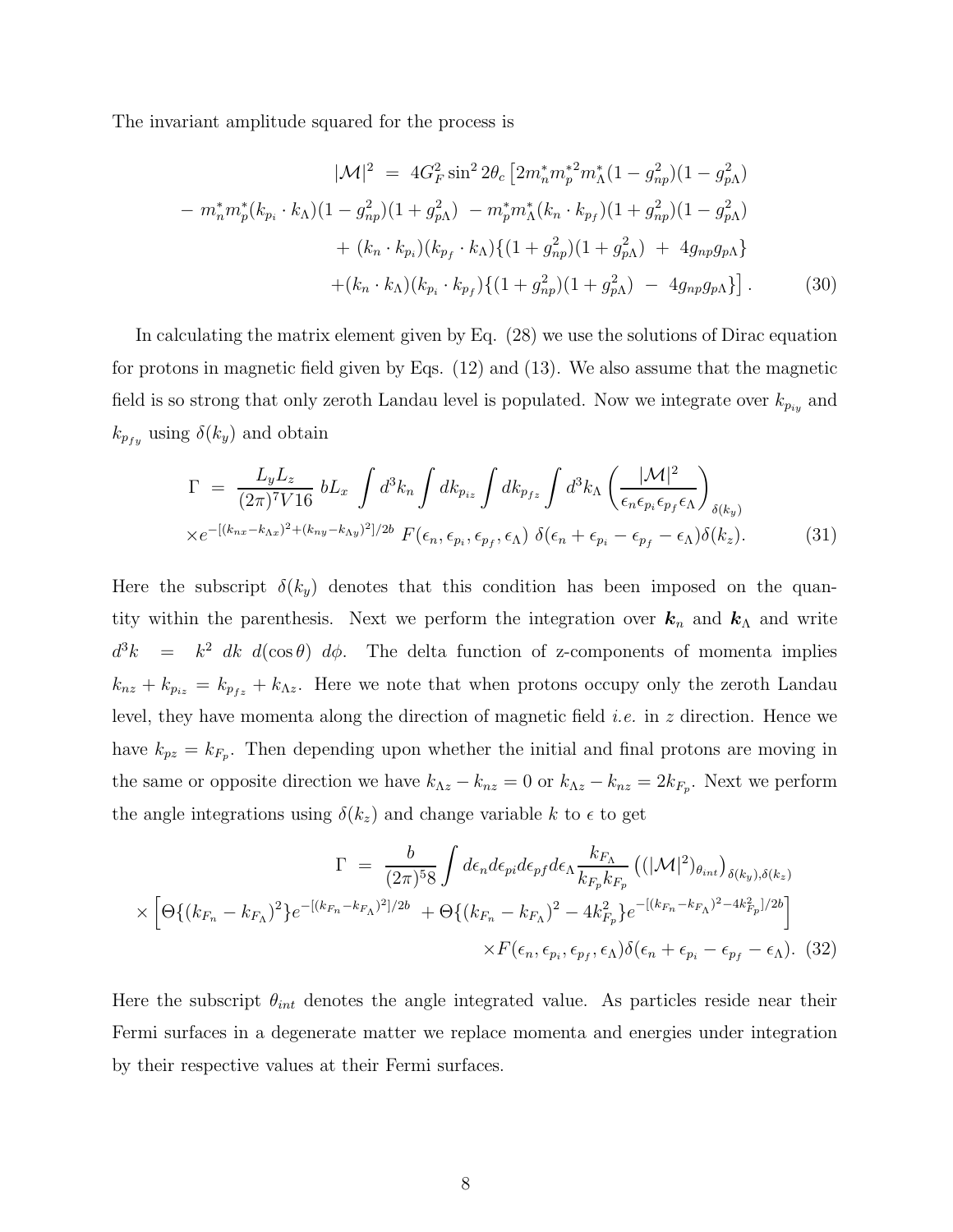The invariant amplitude squared for the process is

$$
\begin{aligned}
|\mathcal{M}|^2 \;=\; & 4G_F^2 \sin^2 2\theta_c \left[2m_n^* m_p^{*2} m_\Lambda^* (1-g_{np}^2)(1-g_{p\Lambda}^2)\right. \\
& - m_n^* m_p^* (k_{p_i}\cdot k_\Lambda)(1-g_{np}^2)(1+g_{p\Lambda}^2) \; - m_p^* m_\Lambda^* (k_n \cdot k_{p_f})(1+g_{np}^2)(1-g_{p\Lambda}^2) \\
& + (k_n \cdot k_{p_i})(k_{p_f}\cdot k_\Lambda)\{(1+g_{np}^2)(1+g_{p\Lambda}^2) \;+\; 4g_{np}g_{p\Lambda}\} \\
& \left. +(k_n\cdot k_\Lambda)(k_{p_i}\cdot k_{p_f})\{(1+g_{np}^2)(1+g_{p\Lambda}^2) \;-\; 4g_{np}g_{p\Lambda}\}\right]. \qquad (30)
\end{aligned}
$$

In calculating the matrix element given by Eq. (28) we use the solutions of Dirac equation for protons in magnetic field given by Eqs. (12) and (13). We also assume that the magnetic field is so strong that only zeroth Landau level is populated. Now we integrate over $k_{p_{iy}}$ and $k_{p_{fy}}$ using $\delta(k_y)$ and obtain

$$
\begin{aligned}
\Gamma \;=\; & \frac{L_y L_z}{(2\pi)^7 V 16}\; bL_x \int d^3k_n \int dk_{p_{iz}} \int dk_{p_{fz}} \int d^3k_\Lambda \left(\frac{|\mathcal{M}|^2}{\epsilon_n \epsilon_{p_i}\epsilon_{p_f}\epsilon_\Lambda}\right)_{\delta(k_y)} \\
& \times e^{-[(k_{nx}-k_{\Lambda x})^2+(k_{ny}-k_{\Lambda y})^2]/2b}\; F(\epsilon_n,\epsilon_{p_i},\epsilon_{p_f},\epsilon_\Lambda)\; \delta(\epsilon_n+\epsilon_{p_i}-\epsilon_{p_f}-\epsilon_\Lambda)\delta(k_z). \qquad (31)
\end{aligned}
$$

Here the subscript $\delta(k_y)$ denotes that this condition has been imposed on the quantity within the parenthesis. Next we perform the integration over $\boldsymbol{k}_n$ and $\boldsymbol{k}_\Lambda$ and write $d^3k = k^2\; dk\; d(\cos\theta)\; d\phi$. The delta function of z-components of momenta implies $k_{nz} + k_{p_{iz}} = k_{p_{fz}} + k_{\Lambda z}$. Here we note that when protons occupy only the zeroth Landau level, they have momenta along the direction of magnetic field *i.e.* in $z$ direction. Hence we have $k_{pz} = k_{F_p}$. Then depending upon whether the initial and final protons are moving in the same or opposite direction we have $k_{\Lambda z} - k_{nz} = 0$ or $k_{\Lambda z} - k_{nz} = 2k_{F_p}$. Next we perform the angle integrations using $\delta(k_z)$ and change variable $k$ to $\epsilon$ to get

$$
\begin{aligned}
\Gamma \;=\; & \frac{b}{(2\pi)^5 8}\int d\epsilon_n d\epsilon_{pi} d\epsilon_{pf} d\epsilon_\Lambda \frac{k_{F_\Lambda}}{k_{F_p}k_{F_p}} \left((|\mathcal{M}|^2)_{\theta_{int}}\right)_{\delta(k_y),\delta(k_z)} \\
& \times \left[\Theta\{(k_{F_n}-k_{F_\Lambda})^2\} e^{-[(k_{F_n}-k_{F_\Lambda})^2]/2b} \;+ \Theta\{(k_{F_n}-k_{F_\Lambda})^2 - 4k_{F_p}^2\} e^{-[(k_{F_n}-k_{F_\Lambda})^2-4k_{F_p}^2]/2b}\right] \\
& \times F(\epsilon_n,\epsilon_{p_i},\epsilon_{p_f},\epsilon_\Lambda)\delta(\epsilon_n+\epsilon_{p_i}-\epsilon_{p_f}-\epsilon_\Lambda). \qquad (32)
\end{aligned}
$$

Here the subscript $\theta_{int}$ denotes the angle integrated value. As particles reside near their Fermi surfaces in a degenerate matter we replace momenta and energies under integration by their respective values at their Fermi surfaces.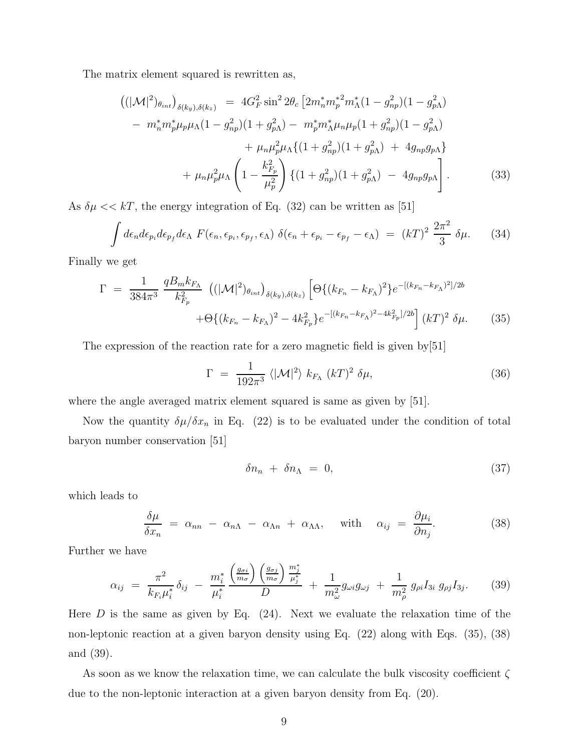The matrix element squared is rewritten as,

$$
\begin{aligned}
\left((|\mathcal{M}|^2)_{\theta_{int}}\right)_{\delta(k_y),\delta(k_z)} \;&=\; 4G_F^2 \sin^2 2\theta_c \left[2m_n^* m_p^{*2} m_\Lambda^* (1-g_{np}^2)(1-g_{p\Lambda}^2)\right. \\
&-\; m_n^* m_p^* \mu_p \mu_\Lambda (1-g_{np}^2)(1+g_{p\Lambda}^2) - \; m_p^* m_\Lambda^* \mu_n \mu_p (1+g_{np}^2)(1-g_{p\Lambda}^2) \\
&+\; \mu_n \mu_p^2 \mu_\Lambda \{(1+g_{np}^2)(1+g_{p\Lambda}^2) \;+\; 4g_{np} g_{p\Lambda}\} \\
&+\; \mu_n \mu_p^2 \mu_\Lambda \left(1 - \frac{k_{F_p}^2}{\mu_p^2}\right) \left.\{(1+g_{np}^2)(1+g_{p\Lambda}^2) \;-\; 4g_{np} g_{p\Lambda}\}\right]. \qquad (33)
\end{aligned}
$$

As $\delta\mu << kT$, the energy integration of Eq. (32) can be written as [51]

$$
\int d\epsilon_n d\epsilon_{p_i} d\epsilon_{p_f} d\epsilon_\Lambda \; F(\epsilon_n, \epsilon_{p_i}, \epsilon_{p_f}, \epsilon_\Lambda) \; \delta(\epsilon_n + \epsilon_{p_i} - \epsilon_{p_f} - \epsilon_\Lambda) \;=\; (kT)^2 \; \frac{2\pi^2}{3} \; \delta\mu. \qquad (34)
$$

Finally we get

$$
\begin{aligned}
\Gamma \;=\; \frac{1}{384\pi^3} \; \frac{qB_m k_{F_\Lambda}}{k_{F_p}^2} \; \left((|\mathcal{M}|^2)_{\theta_{int}}\right)_{\delta(k_y),\delta(k_z)} &\left[\Theta\{(k_{F_n} - k_{F_\Lambda})^2\} e^{-[(k_{F_n} - k_{F_\Lambda})^2]/2b}\right. \\
&\left. + \Theta\{(k_{F_n} - k_{F_\Lambda})^2 - 4k_{F_p}^2\} e^{-[(k_{F_n} - k_{F_\Lambda})^2 - 4k_{F_p}^2]/2b}\right] (kT)^2 \; \delta\mu. \qquad (35)
\end{aligned}
$$

The expression of the reaction rate for a zero magnetic field is given by[51]

$$
\Gamma \;=\; \frac{1}{192\pi^3} \; \langle |\mathcal{M}|^2 \rangle \; k_{F_\Lambda} \; (kT)^2 \; \delta\mu, \qquad (36)
$$

where the angle averaged matrix element squared is same as given by [51].

Now the quantity $\delta\mu/\delta x_n$ in Eq. (22) is to be evaluated under the condition of total baryon number conservation [51]

$$
\delta n_n \;+\; \delta n_\Lambda \;=\; 0, \qquad (37)
$$

which leads to

$$
\frac{\delta\mu}{\delta x_n} \;=\; \alpha_{nn} \;-\; \alpha_{n\Lambda} \;-\; \alpha_{\Lambda n} \;+\; \alpha_{\Lambda\Lambda}, \quad \text{with} \quad \alpha_{ij} \;=\; \frac{\partial \mu_i}{\partial n_j}. \qquad (38)
$$

Further we have

$$
\alpha_{ij} \;=\; \frac{\pi^2}{k_{F_i} \mu_i^*} \delta_{ij} \;-\; \frac{m_i^*}{\mu_i^*} \frac{\left(\frac{g_{\sigma i}}{m_\sigma}\right) \left(\frac{g_{\sigma j}}{m_\sigma}\right) \frac{m_j^*}{\mu_j^*}}{D} \;+\; \frac{1}{m_\omega^2} g_{\omega i} g_{\omega j} \;+\; \frac{1}{m_\rho^2} \; g_{\rho i} I_{3i} \; g_{\rho j} I_{3j}. \qquad (39)
$$

Here $D$ is the same as given by Eq. (24). Next we evaluate the relaxation time of the non-leptonic reaction at a given baryon density using Eq. (22) along with Eqs. (35), (38) and (39).

As soon as we know the relaxation time, we can calculate the bulk viscosity coefficient $\zeta$ due to the non-leptonic interaction at a given baryon density from Eq. (20).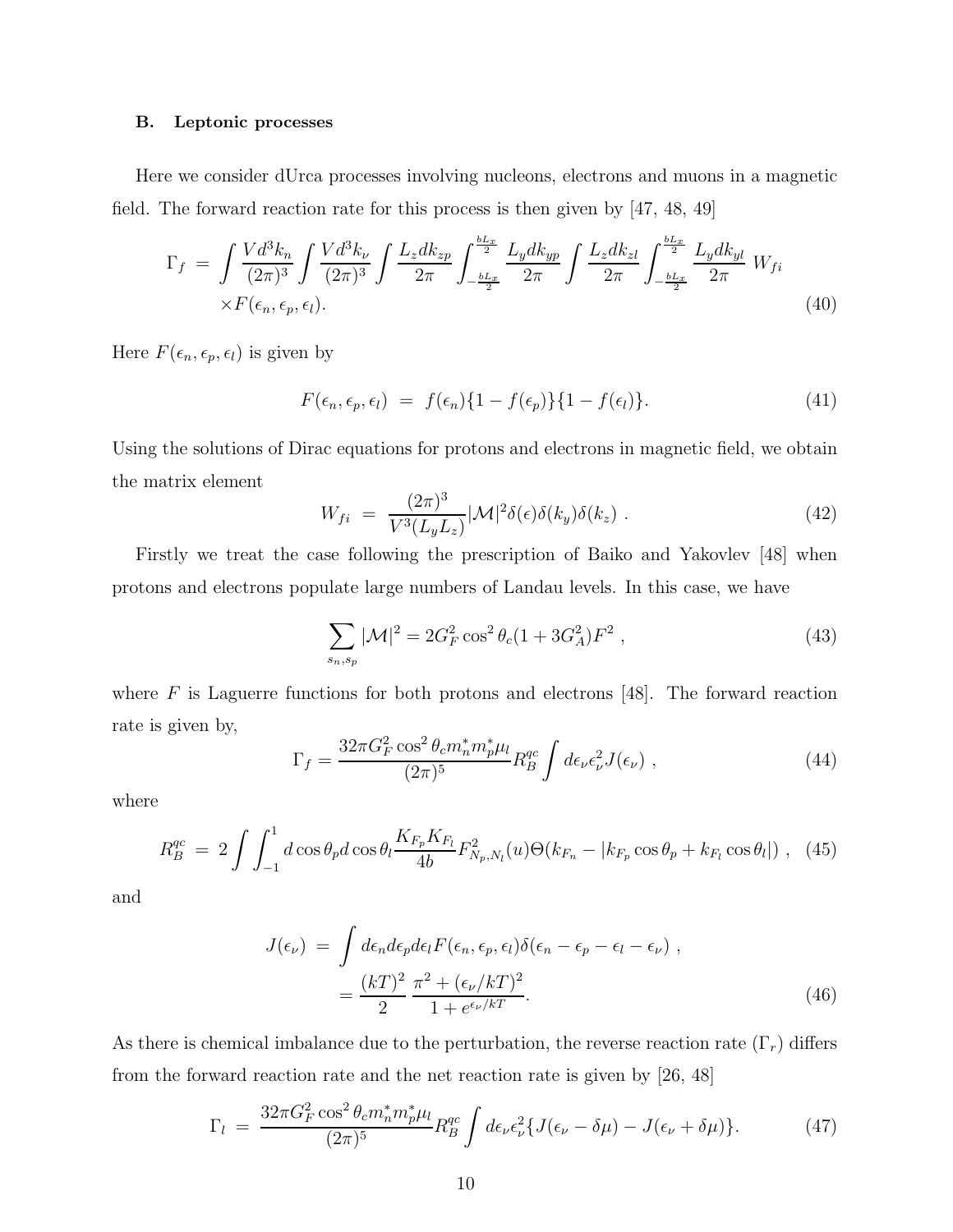### B. Leptonic processes

Here we consider dUrca processes involving nucleons, electrons and muons in a magnetic field. The forward reaction rate for this process is then given by [47, 48, 49]

$$\Gamma_f = \int \frac{Vd^3k_n}{(2\pi)^3} \int \frac{Vd^3k_\nu}{(2\pi)^3} \int \frac{L_z dk_{zp}}{2\pi} \int_{-\frac{bL_x}{2}}^{\frac{bL_x}{2}} \frac{L_y dk_{yp}}{2\pi} \int \frac{L_z dk_{zl}}{2\pi} \int_{-\frac{bL_x}{2}}^{\frac{bL_x}{2}} \frac{L_y dk_{yl}}{2\pi} W_{fi} \times F(\epsilon_n, \epsilon_p, \epsilon_l). \tag{40}$$

Here $F(\epsilon_n, \epsilon_p, \epsilon_l)$ is given by

$$F(\epsilon_n, \epsilon_p, \epsilon_l) = f(\epsilon_n)\{1 - f(\epsilon_p)\}\{1 - f(\epsilon_l)\}. \tag{41}$$

Using the solutions of Dirac equations for protons and electrons in magnetic field, we obtain the matrix element

$$W_{fi} = \frac{(2\pi)^3}{V^3(L_y L_z)} |\mathcal{M}|^2 \delta(\epsilon)\delta(k_y)\delta(k_z) . \tag{42}$$

Firstly we treat the case following the prescription of Baiko and Yakovlev [48] when protons and electrons populate large numbers of Landau levels. In this case, we have

$$\sum_{s_n, s_p} |\mathcal{M}|^2 = 2G_F^2 \cos^2\theta_c (1 + 3G_A^2) F^2 , \tag{43}$$

where $F$ is Laguerre functions for both protons and electrons [48]. The forward reaction rate is given by,

$$\Gamma_f = \frac{32\pi G_F^2 \cos^2\theta_c m_n^* m_p^* \mu_l}{(2\pi)^5} R_B^{qc} \int d\epsilon_\nu \epsilon_\nu^2 J(\epsilon_\nu) , \tag{44}$$

where

$$R_B^{qc} = 2 \int \int_{-1}^{1} d\cos\theta_p d\cos\theta_l \frac{K_{F_p} K_{F_l}}{4b} F^2_{N_p, N_l}(u) \Theta(k_{F_n} - |k_{F_p}\cos\theta_p + k_{F_l}\cos\theta_l|) , \tag{45}$$

and

$$\begin{aligned} J(\epsilon_\nu) &= \int d\epsilon_n d\epsilon_p d\epsilon_l F(\epsilon_n, \epsilon_p, \epsilon_l) \delta(\epsilon_n - \epsilon_p - \epsilon_l - \epsilon_\nu) , \\ &= \frac{(kT)^2}{2} \frac{\pi^2 + (\epsilon_\nu/kT)^2}{1 + e^{\epsilon_\nu/kT}}. \end{aligned} \tag{46}$$

As there is chemical imbalance due to the perturbation, the reverse reaction rate ($\Gamma_r$) differs from the forward reaction rate and the net reaction rate is given by [26, 48]

$$\Gamma_l = \frac{32\pi G_F^2 \cos^2\theta_c m_n^* m_p^* \mu_l}{(2\pi)^5} R_B^{qc} \int d\epsilon_\nu \epsilon_\nu^2 \{J(\epsilon_\nu - \delta\mu) - J(\epsilon_\nu + \delta\mu)\}. \tag{47}$$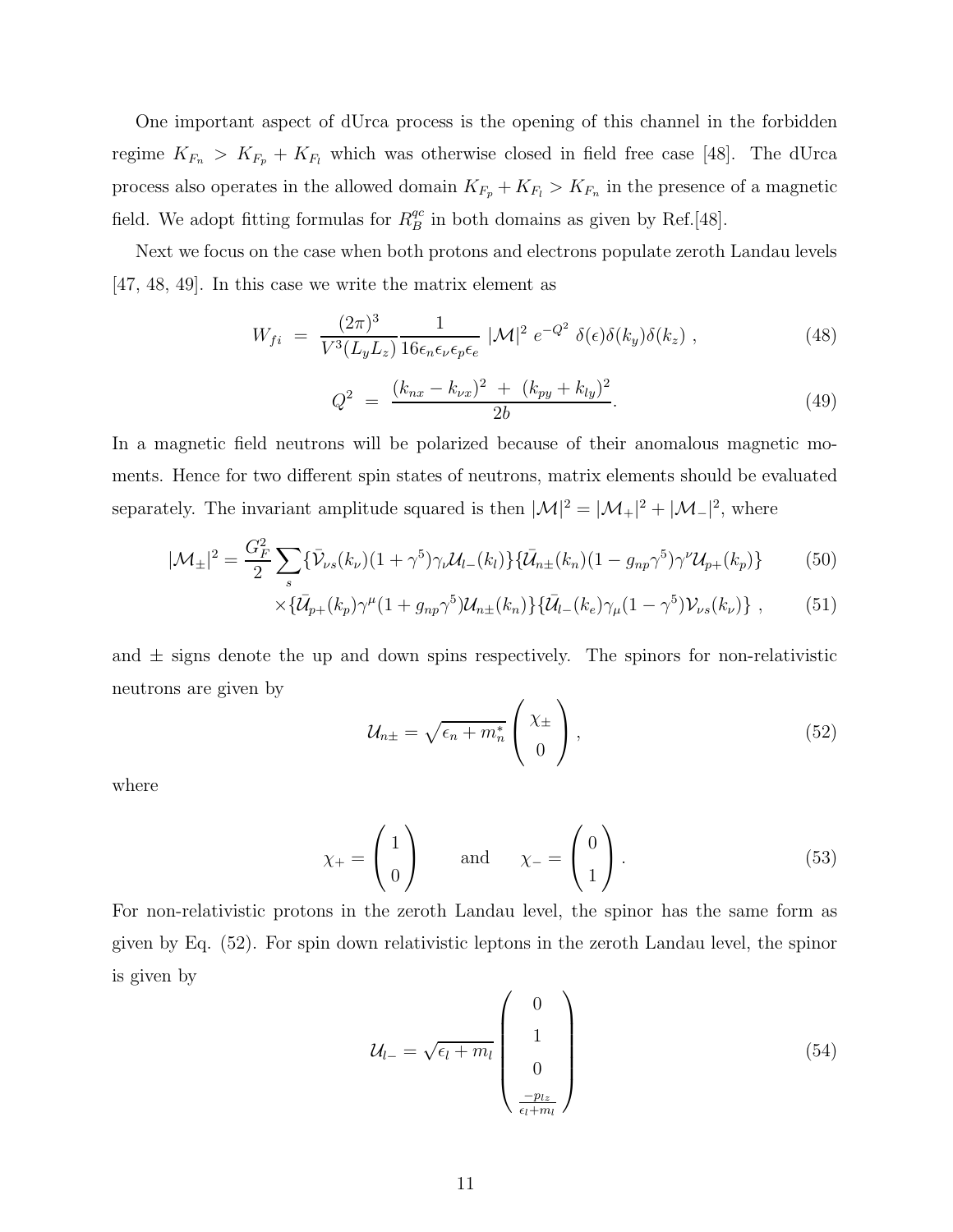One important aspect of dUrca process is the opening of this channel in the forbidden regime $K_{F_n} > K_{F_p} + K_{F_l}$ which was otherwise closed in field free case [48]. The dUrca process also operates in the allowed domain $K_{F_p} + K_{F_l} > K_{F_n}$ in the presence of a magnetic field. We adopt fitting formulas for $R_B^{qc}$ in both domains as given by Ref.[48].

Next we focus on the case when both protons and electrons populate zeroth Landau levels [47, 48, 49]. In this case we write the matrix element as

$$W_{fi} = \frac{(2\pi)^3}{V^3(L_y L_z)} \frac{1}{16\epsilon_n \epsilon_\nu \epsilon_p \epsilon_e} |\mathcal{M}|^2 \, e^{-Q^2} \, \delta(\epsilon)\delta(k_y)\delta(k_z) \,, \tag{48}$$

$$Q^2 = \frac{(k_{nx} - k_{\nu x})^2 + (k_{py} + k_{ly})^2}{2b}. \tag{49}$$

In a magnetic field neutrons will be polarized because of their anomalous magnetic moments. Hence for two different spin states of neutrons, matrix elements should be evaluated separately. The invariant amplitude squared is then $|\mathcal{M}|^2 = |\mathcal{M}_+|^2 + |\mathcal{M}_-|^2$, where

$$|\mathcal{M}_\pm|^2 = \frac{G_F^2}{2} \sum_s \{\bar{\mathcal{V}}_{\nu s}(k_\nu)(1+\gamma^5)\gamma_\nu \mathcal{U}_{l-}(k_l)\}\{\bar{\mathcal{U}}_{n\pm}(k_n)(1 - g_{np}\gamma^5)\gamma^\nu \mathcal{U}_{p+}(k_p)\} \tag{50}$$

$$\times \{\bar{\mathcal{U}}_{p+}(k_p)\gamma^\mu(1 + g_{np}\gamma^5)\mathcal{U}_{n\pm}(k_n)\}\{\bar{\mathcal{U}}_{l-}(k_e)\gamma_\mu(1-\gamma^5)\mathcal{V}_{\nu s}(k_\nu)\} \,, \tag{51}$$

and $\pm$ signs denote the up and down spins respectively. The spinors for non-relativistic neutrons are given by

$$\mathcal{U}_{n\pm} = \sqrt{\epsilon_n + m_n^*} \begin{pmatrix} \chi_\pm \\ 0 \end{pmatrix}, \tag{52}$$

where

$$\chi_+ = \begin{pmatrix} 1 \\ 0 \end{pmatrix} \qquad \text{and} \qquad \chi_- = \begin{pmatrix} 0 \\ 1 \end{pmatrix}. \tag{53}$$

For non-relativistic protons in the zeroth Landau level, the spinor has the same form as given by Eq. (52). For spin down relativistic leptons in the zeroth Landau level, the spinor is given by

$$\mathcal{U}_{l-} = \sqrt{\epsilon_l + m_l} \begin{pmatrix} 0 \\ 1 \\ 0 \\ \frac{-p_{lz}}{\epsilon_l + m_l} \end{pmatrix} \tag{54}$$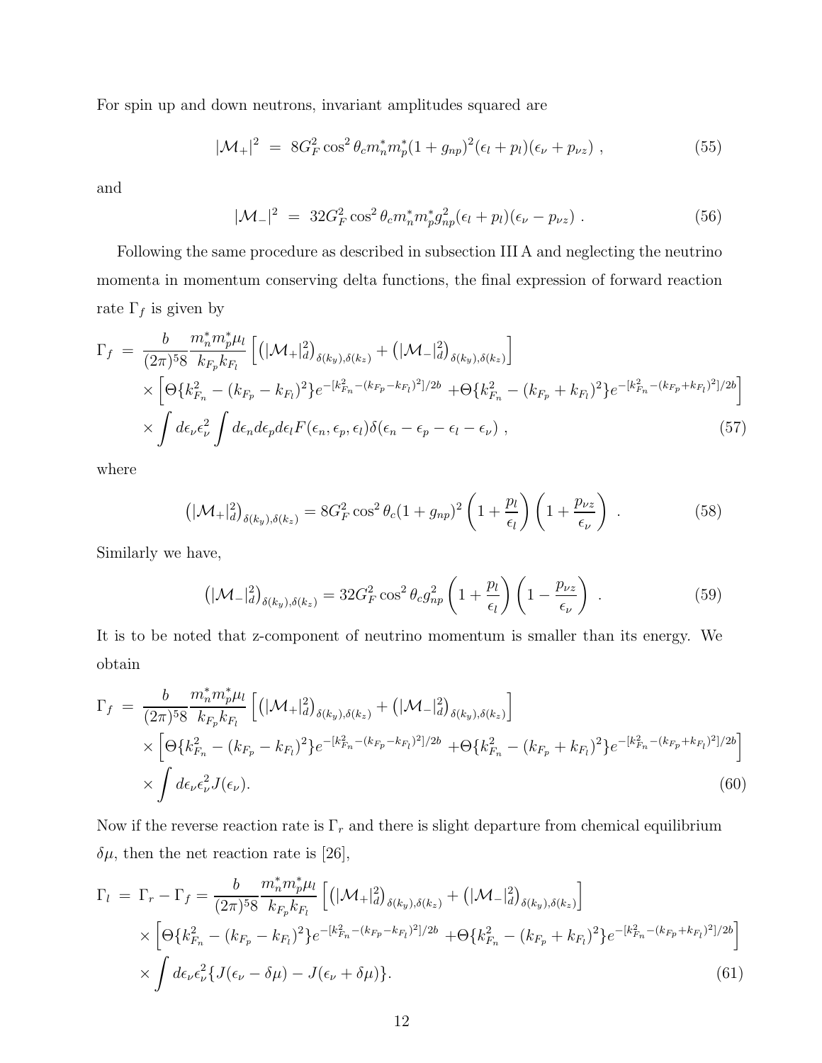For spin up and down neutrons, invariant amplitudes squared are

$$|\mathcal{M}_+|^2 \ = \ 8G_F^2 \cos^2\theta_c m_n^* m_p^* (1+g_{np})^2 (\epsilon_l + p_l)(\epsilon_\nu + p_{\nu z}) \ , \tag{55}$$

and

$$|\mathcal{M}_-|^2 \ = \ 32G_F^2 \cos^2\theta_c m_n^* m_p^* g_{np}^2 (\epsilon_l + p_l)(\epsilon_\nu - p_{\nu z}) \ . \tag{56}$$

Following the same procedure as described in subsection III A and neglecting the neutrino momenta in momentum conserving delta functions, the final expression of forward reaction rate $\Gamma_f$ is given by

$$\begin{aligned}
\Gamma_f \ &= \ \frac{b}{(2\pi)^5 8} \frac{m_n^* m_p^* \mu_l}{k_{F_p} k_{F_l}} \left[ \left(|\mathcal{M}_+|_d^2\right)_{\delta(k_y),\delta(k_z)} + \left(|\mathcal{M}_-|_d^2\right)_{\delta(k_y),\delta(k_z)} \right] \\
&\times \left[ \Theta\{k_{F_n}^2 - (k_{F_p} - k_{F_l})^2\} e^{-[k_{F_n}^2 - (k_{F_p} - k_{F_l})^2]/2b} + \Theta\{k_{F_n}^2 - (k_{F_p} + k_{F_l})^2\} e^{-[k_{F_n}^2 - (k_{F_p} + k_{F_l})^2]/2b} \right] \\
&\times \int d\epsilon_\nu \epsilon_\nu^2 \int d\epsilon_n d\epsilon_p d\epsilon_l F(\epsilon_n, \epsilon_p, \epsilon_l) \delta(\epsilon_n - \epsilon_p - \epsilon_l - \epsilon_\nu) \ ,
\end{aligned} \tag{57}$$

where

$$\left(|\mathcal{M}_+|_d^2\right)_{\delta(k_y),\delta(k_z)} = 8G_F^2 \cos^2\theta_c (1+g_{np})^2 \left(1 + \frac{p_l}{\epsilon_l}\right)\left(1 + \frac{p_{\nu z}}{\epsilon_\nu}\right) \ . \tag{58}$$

Similarly we have,

$$\left(|\mathcal{M}_-|_d^2\right)_{\delta(k_y),\delta(k_z)} = 32G_F^2 \cos^2\theta_c g_{np}^2 \left(1 + \frac{p_l}{\epsilon_l}\right)\left(1 - \frac{p_{\nu z}}{\epsilon_\nu}\right) \ . \tag{59}$$

It is to be noted that z-component of neutrino momentum is smaller than its energy. We obtain

$$\begin{aligned}
\Gamma_f \ &= \ \frac{b}{(2\pi)^5 8} \frac{m_n^* m_p^* \mu_l}{k_{F_p} k_{F_l}} \left[ \left(|\mathcal{M}_+|_d^2\right)_{\delta(k_y),\delta(k_z)} + \left(|\mathcal{M}_-|_d^2\right)_{\delta(k_y),\delta(k_z)} \right] \\
&\times \left[ \Theta\{k_{F_n}^2 - (k_{F_p} - k_{F_l})^2\} e^{-[k_{F_n}^2 - (k_{F_p} - k_{F_l})^2]/2b} + \Theta\{k_{F_n}^2 - (k_{F_p} + k_{F_l})^2\} e^{-[k_{F_n}^2 - (k_{F_p} + k_{F_l})^2]/2b} \right] \\
&\times \int d\epsilon_\nu \epsilon_\nu^2 J(\epsilon_\nu).
\end{aligned} \tag{60}$$

Now if the reverse reaction rate is $\Gamma_r$ and there is slight departure from chemical equilibrium $\delta\mu$, then the net reaction rate is [26],

$$\begin{aligned}
\Gamma_l \ &= \ \Gamma_r - \Gamma_f = \frac{b}{(2\pi)^5 8} \frac{m_n^* m_p^* \mu_l}{k_{F_p} k_{F_l}} \left[ \left(|\mathcal{M}_+|_d^2\right)_{\delta(k_y),\delta(k_z)} + \left(|\mathcal{M}_-|_d^2\right)_{\delta(k_y),\delta(k_z)} \right] \\
&\times \left[ \Theta\{k_{F_n}^2 - (k_{F_p} - k_{F_l})^2\} e^{-[k_{F_n}^2 - (k_{F_p} - k_{F_l})^2]/2b} + \Theta\{k_{F_n}^2 - (k_{F_p} + k_{F_l})^2\} e^{-[k_{F_n}^2 - (k_{F_p} + k_{F_l})^2]/2b} \right] \\
&\times \int d\epsilon_\nu \epsilon_\nu^2 \{J(\epsilon_\nu - \delta\mu) - J(\epsilon_\nu + \delta\mu)\}.
\end{aligned} \tag{61}$$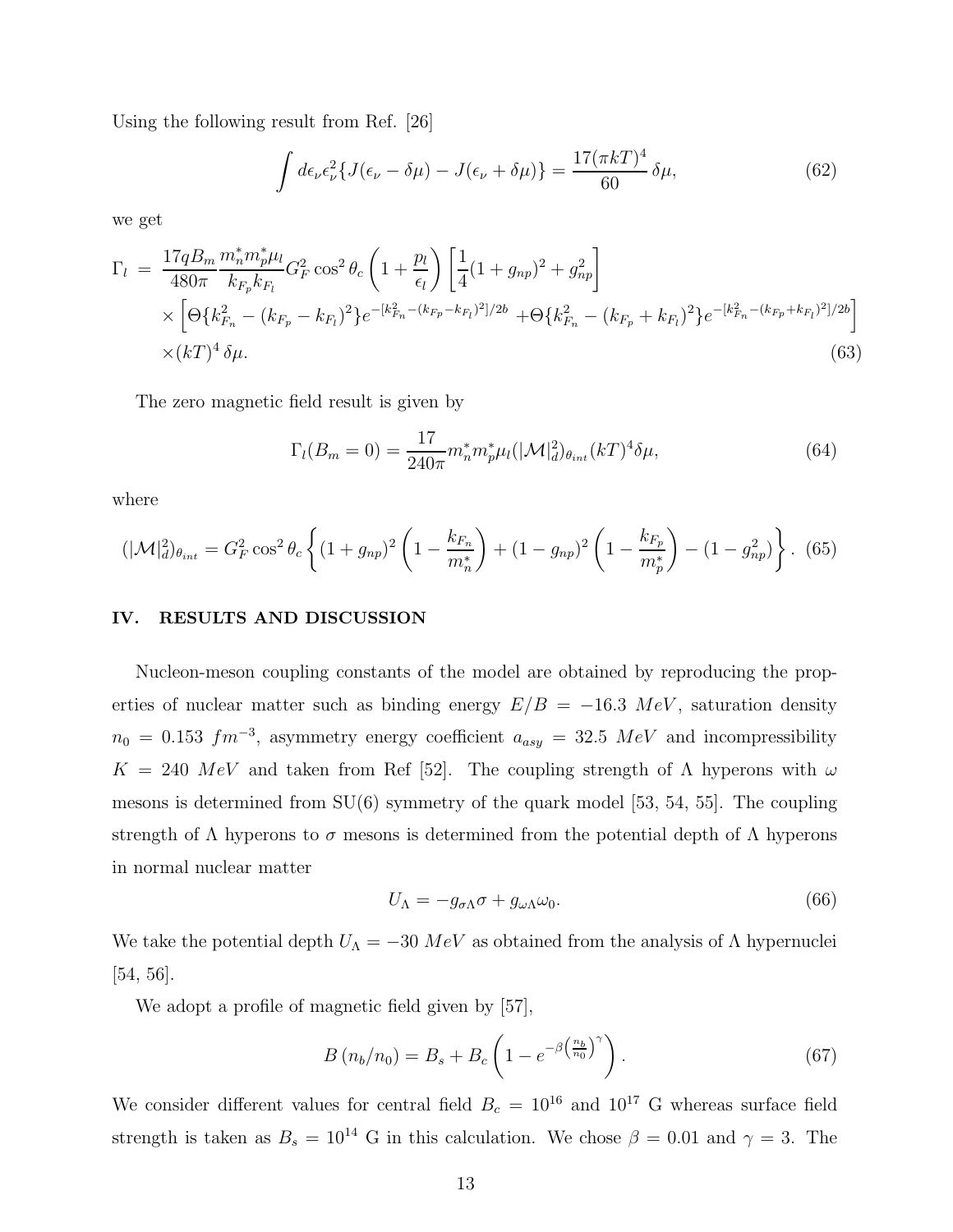Using the following result from Ref. [26]

$$\int d\epsilon_\nu \epsilon_\nu^2 \{J(\epsilon_\nu - \delta\mu) - J(\epsilon_\nu + \delta\mu)\} = \frac{17(\pi kT)^4}{60}\,\delta\mu, \tag{62}$$

we get

$$\begin{aligned}
\Gamma_l \;=\; & \frac{17 q B_m}{480\pi}\frac{m_n^* m_p^* \mu_l}{k_{F_p} k_{F_l}} G_F^2 \cos^2\theta_c \left(1 + \frac{p_l}{\epsilon_l}\right)\left[\frac{1}{4}(1+g_{np})^2 + g_{np}^2\right] \\
& \times \left[\Theta\{k_{F_n}^2 - (k_{F_p} - k_{F_l})^2\} e^{-[k_{F_n}^2 - (k_{F_p} - k_{F_l})^2]/2b} + \Theta\{k_{F_n}^2 - (k_{F_p} + k_{F_l})^2\} e^{-[k_{F_n}^2 - (k_{F_p} + k_{F_l})^2]/2b}\right] \\
& \times (kT)^4\,\delta\mu.
\end{aligned} \tag{63}$$

The zero magnetic field result is given by

$$\Gamma_l(B_m = 0) = \frac{17}{240\pi} m_n^* m_p^* \mu_l (|\mathcal{M}|_d^2)_{\theta_{int}} (kT)^4 \delta\mu, \tag{64}$$

where

$$(|\mathcal{M}|_d^2)_{\theta_{int}} = G_F^2 \cos^2\theta_c \left\{(1+g_{np})^2\left(1 - \frac{k_{F_n}}{m_n^*}\right) + (1-g_{np})^2\left(1 - \frac{k_{F_p}}{m_p^*}\right) - (1 - g_{np}^2)\right\}. \tag{65}$$

## IV. RESULTS AND DISCUSSION

Nucleon-meson coupling constants of the model are obtained by reproducing the properties of nuclear matter such as binding energy $E/B = -16.3\ MeV$, saturation density $n_0 = 0.153\ fm^{-3}$, asymmetry energy coefficient $a_{asy} = 32.5\ MeV$ and incompressibility $K = 240\ MeV$ and taken from Ref [52]. The coupling strength of $\Lambda$ hyperons with $\omega$ mesons is determined from SU(6) symmetry of the quark model [53, 54, 55]. The coupling strength of $\Lambda$ hyperons to $\sigma$ mesons is determined from the potential depth of $\Lambda$ hyperons in normal nuclear matter

$$U_\Lambda = -g_{\sigma\Lambda}\sigma + g_{\omega\Lambda}\omega_0. \tag{66}$$

We take the potential depth $U_\Lambda = -30\ MeV$ as obtained from the analysis of $\Lambda$ hypernuclei [54, 56].

We adopt a profile of magnetic field given by [57],

$$B\,(n_b/n_0) = B_s + B_c\left(1 - e^{-\beta\left(\frac{n_b}{n_0}\right)^\gamma}\right). \tag{67}$$

We consider different values for central field $B_c = 10^{16}$ and $10^{17}$ G whereas surface field strength is taken as $B_s = 10^{14}$ G in this calculation. We chose $\beta = 0.01$ and $\gamma = 3$. The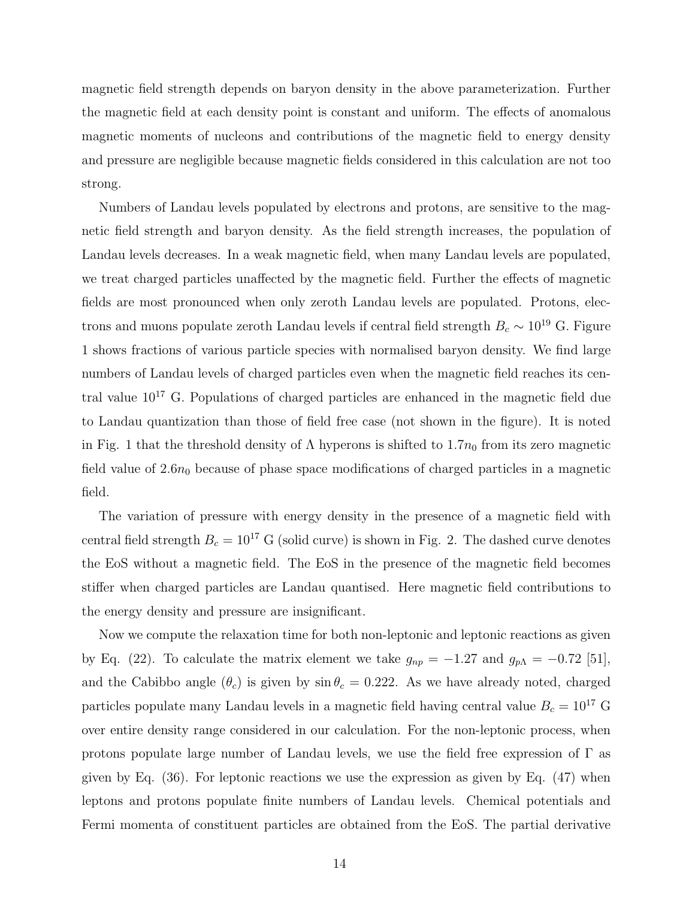magnetic field strength depends on baryon density in the above parameterization. Further the magnetic field at each density point is constant and uniform. The effects of anomalous magnetic moments of nucleons and contributions of the magnetic field to energy density and pressure are negligible because magnetic fields considered in this calculation are not too strong.

Numbers of Landau levels populated by electrons and protons, are sensitive to the magnetic field strength and baryon density. As the field strength increases, the population of Landau levels decreases. In a weak magnetic field, when many Landau levels are populated, we treat charged particles unaffected by the magnetic field. Further the effects of magnetic fields are most pronounced when only zeroth Landau levels are populated. Protons, electrons and muons populate zeroth Landau levels if central field strength $B_c \sim 10^{19}$ G. Figure 1 shows fractions of various particle species with normalised baryon density. We find large numbers of Landau levels of charged particles even when the magnetic field reaches its central value $10^{17}$ G. Populations of charged particles are enhanced in the magnetic field due to Landau quantization than those of field free case (not shown in the figure). It is noted in Fig. 1 that the threshold density of $\Lambda$ hyperons is shifted to $1.7n_0$ from its zero magnetic field value of $2.6n_0$ because of phase space modifications of charged particles in a magnetic field.

The variation of pressure with energy density in the presence of a magnetic field with central field strength $B_c = 10^{17}$ G (solid curve) is shown in Fig. 2. The dashed curve denotes the EoS without a magnetic field. The EoS in the presence of the magnetic field becomes stiffer when charged particles are Landau quantised. Here magnetic field contributions to the energy density and pressure are insignificant.

Now we compute the relaxation time for both non-leptonic and leptonic reactions as given by Eq. (22). To calculate the matrix element we take $g_{np} = -1.27$ and $g_{p\Lambda} = -0.72$ [51], and the Cabibbo angle ($\theta_c$) is given by $\sin\theta_c = 0.222$. As we have already noted, charged particles populate many Landau levels in a magnetic field having central value $B_c = 10^{17}$ G over entire density range considered in our calculation. For the non-leptonic process, when protons populate large number of Landau levels, we use the field free expression of $\Gamma$ as given by Eq. (36). For leptonic reactions we use the expression as given by Eq. (47) when leptons and protons populate finite numbers of Landau levels. Chemical potentials and Fermi momenta of constituent particles are obtained from the EoS. The partial derivative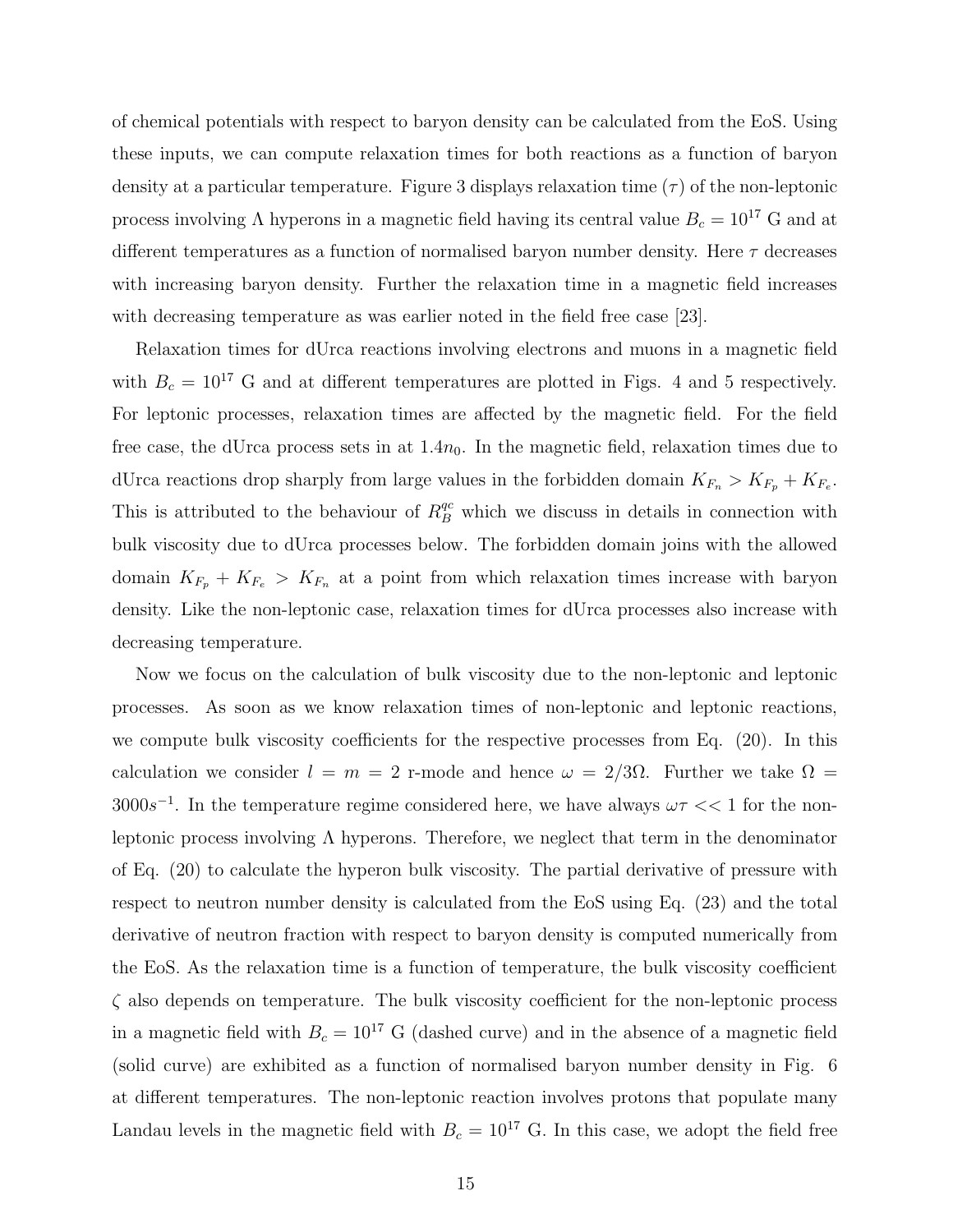of chemical potentials with respect to baryon density can be calculated from the EoS. Using these inputs, we can compute relaxation times for both reactions as a function of baryon density at a particular temperature. Figure 3 displays relaxation time ($\tau$) of the non-leptonic process involving $\Lambda$ hyperons in a magnetic field having its central value $B_c = 10^{17}$ G and at different temperatures as a function of normalised baryon number density. Here $\tau$ decreases with increasing baryon density. Further the relaxation time in a magnetic field increases with decreasing temperature as was earlier noted in the field free case [23].

Relaxation times for dUrca reactions involving electrons and muons in a magnetic field with $B_c = 10^{17}$ G and at different temperatures are plotted in Figs. 4 and 5 respectively. For leptonic processes, relaxation times are affected by the magnetic field. For the field free case, the dUrca process sets in at $1.4n_0$. In the magnetic field, relaxation times due to dUrca reactions drop sharply from large values in the forbidden domain $K_{F_n} > K_{F_p} + K_{F_e}$. This is attributed to the behaviour of $R_B^{qc}$ which we discuss in details in connection with bulk viscosity due to dUrca processes below. The forbidden domain joins with the allowed domain $K_{F_p} + K_{F_e} > K_{F_n}$ at a point from which relaxation times increase with baryon density. Like the non-leptonic case, relaxation times for dUrca processes also increase with decreasing temperature.

Now we focus on the calculation of bulk viscosity due to the non-leptonic and leptonic processes. As soon as we know relaxation times of non-leptonic and leptonic reactions, we compute bulk viscosity coefficients for the respective processes from Eq. (20). In this calculation we consider $l = m = 2$ r-mode and hence $\omega = 2/3\Omega$. Further we take $\Omega = 3000 s^{-1}$. In the temperature regime considered here, we have always $\omega\tau << 1$ for the non-leptonic process involving $\Lambda$ hyperons. Therefore, we neglect that term in the denominator of Eq. (20) to calculate the hyperon bulk viscosity. The partial derivative of pressure with respect to neutron number density is calculated from the EoS using Eq. (23) and the total derivative of neutron fraction with respect to baryon density is computed numerically from the EoS. As the relaxation time is a function of temperature, the bulk viscosity coefficient $\zeta$ also depends on temperature. The bulk viscosity coefficient for the non-leptonic process in a magnetic field with $B_c = 10^{17}$ G (dashed curve) and in the absence of a magnetic field (solid curve) are exhibited as a function of normalised baryon number density in Fig. 6 at different temperatures. The non-leptonic reaction involves protons that populate many Landau levels in the magnetic field with $B_c = 10^{17}$ G. In this case, we adopt the field free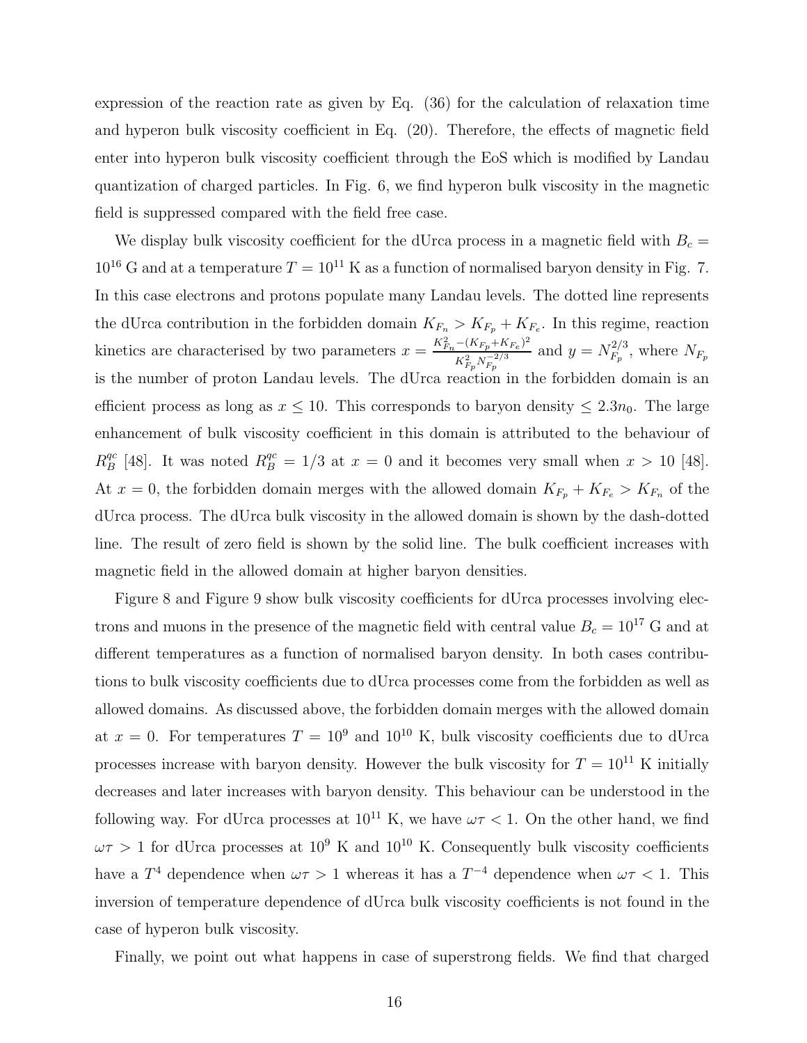expression of the reaction rate as given by Eq. (36) for the calculation of relaxation time and hyperon bulk viscosity coefficient in Eq. (20). Therefore, the effects of magnetic field enter into hyperon bulk viscosity coefficient through the EoS which is modified by Landau quantization of charged particles. In Fig. 6, we find hyperon bulk viscosity in the magnetic field is suppressed compared with the field free case.

We display bulk viscosity coefficient for the dUrca process in a magnetic field with $B_c = 10^{16}$ G and at a temperature $T = 10^{11}$ K as a function of normalised baryon density in Fig. 7. In this case electrons and protons populate many Landau levels. The dotted line represents the dUrca contribution in the forbidden domain $K_{F_n} > K_{F_p} + K_{F_e}$. In this regime, reaction kinetics are characterised by two parameters $x = \frac{K_{F_n}^2 - (K_{F_p}+K_{F_e})^2}{K_{F_p}^2 N_{F_p}^{-2/3}}$ and $y = N_{F_p}^{2/3}$, where $N_{F_p}$ is the number of proton Landau levels. The dUrca reaction in the forbidden domain is an efficient process as long as $x \leq 10$. This corresponds to baryon density $\leq 2.3 n_0$. The large enhancement of bulk viscosity coefficient in this domain is attributed to the behaviour of $R_B^{qc}$ [48]. It was noted $R_B^{qc} = 1/3$ at $x = 0$ and it becomes very small when $x > 10$ [48]. At $x = 0$, the forbidden domain merges with the allowed domain $K_{F_p} + K_{F_e} > K_{F_n}$ of the dUrca process. The dUrca bulk viscosity in the allowed domain is shown by the dash-dotted line. The result of zero field is shown by the solid line. The bulk coefficient increases with magnetic field in the allowed domain at higher baryon densities.

Figure 8 and Figure 9 show bulk viscosity coefficients for dUrca processes involving electrons and muons in the presence of the magnetic field with central value $B_c = 10^{17}$ G and at different temperatures as a function of normalised baryon density. In both cases contributions to bulk viscosity coefficients due to dUrca processes come from the forbidden as well as allowed domains. As discussed above, the forbidden domain merges with the allowed domain at $x = 0$. For temperatures $T = 10^9$ and $10^{10}$ K, bulk viscosity coefficients due to dUrca processes increase with baryon density. However the bulk viscosity for $T = 10^{11}$ K initially decreases and later increases with baryon density. This behaviour can be understood in the following way. For dUrca processes at $10^{11}$ K, we have $\omega\tau < 1$. On the other hand, we find $\omega\tau > 1$ for dUrca processes at $10^9$ K and $10^{10}$ K. Consequently bulk viscosity coefficients have a $T^4$ dependence when $\omega\tau > 1$ whereas it has a $T^{-4}$ dependence when $\omega\tau < 1$. This inversion of temperature dependence of dUrca bulk viscosity coefficients is not found in the case of hyperon bulk viscosity.

Finally, we point out what happens in case of superstrong fields. We find that charged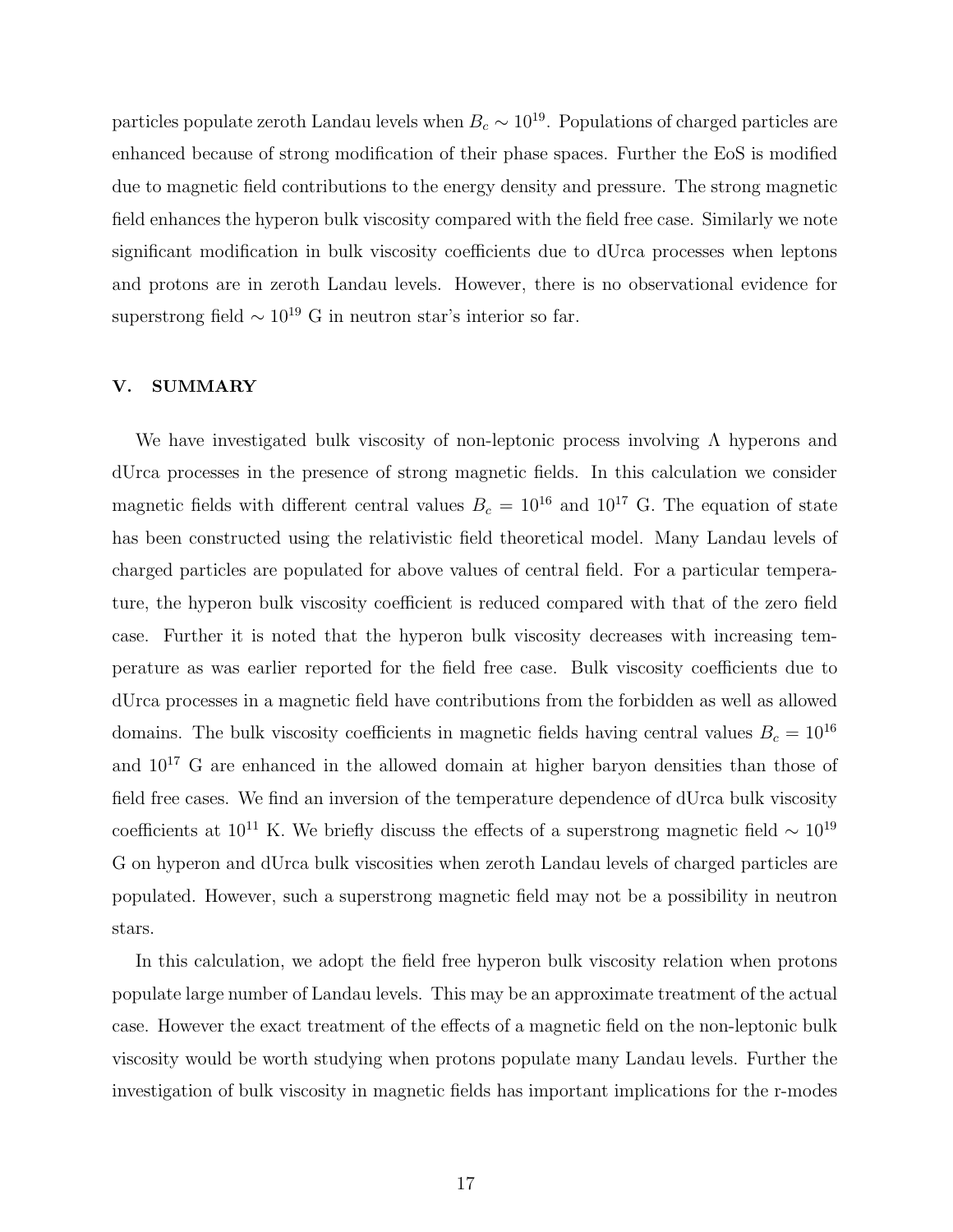particles populate zeroth Landau levels when $B_c \sim 10^{19}$. Populations of charged particles are enhanced because of strong modification of their phase spaces. Further the EoS is modified due to magnetic field contributions to the energy density and pressure. The strong magnetic field enhances the hyperon bulk viscosity compared with the field free case. Similarly we note significant modification in bulk viscosity coefficients due to dUrca processes when leptons and protons are in zeroth Landau levels. However, there is no observational evidence for superstrong field $\sim 10^{19}$ G in neutron star's interior so far.

## V. SUMMARY

We have investigated bulk viscosity of non-leptonic process involving $\Lambda$ hyperons and dUrca processes in the presence of strong magnetic fields. In this calculation we consider magnetic fields with different central values $B_c = 10^{16}$ and $10^{17}$ G. The equation of state has been constructed using the relativistic field theoretical model. Many Landau levels of charged particles are populated for above values of central field. For a particular temperature, the hyperon bulk viscosity coefficient is reduced compared with that of the zero field case. Further it is noted that the hyperon bulk viscosity decreases with increasing temperature as was earlier reported for the field free case. Bulk viscosity coefficients due to dUrca processes in a magnetic field have contributions from the forbidden as well as allowed domains. The bulk viscosity coefficients in magnetic fields having central values $B_c = 10^{16}$ and $10^{17}$ G are enhanced in the allowed domain at higher baryon densities than those of field free cases. We find an inversion of the temperature dependence of dUrca bulk viscosity coefficients at $10^{11}$ K. We briefly discuss the effects of a superstrong magnetic field $\sim 10^{19}$ G on hyperon and dUrca bulk viscosities when zeroth Landau levels of charged particles are populated. However, such a superstrong magnetic field may not be a possibility in neutron stars.

In this calculation, we adopt the field free hyperon bulk viscosity relation when protons populate large number of Landau levels. This may be an approximate treatment of the actual case. However the exact treatment of the effects of a magnetic field on the non-leptonic bulk viscosity would be worth studying when protons populate many Landau levels. Further the investigation of bulk viscosity in magnetic fields has important implications for the r-modes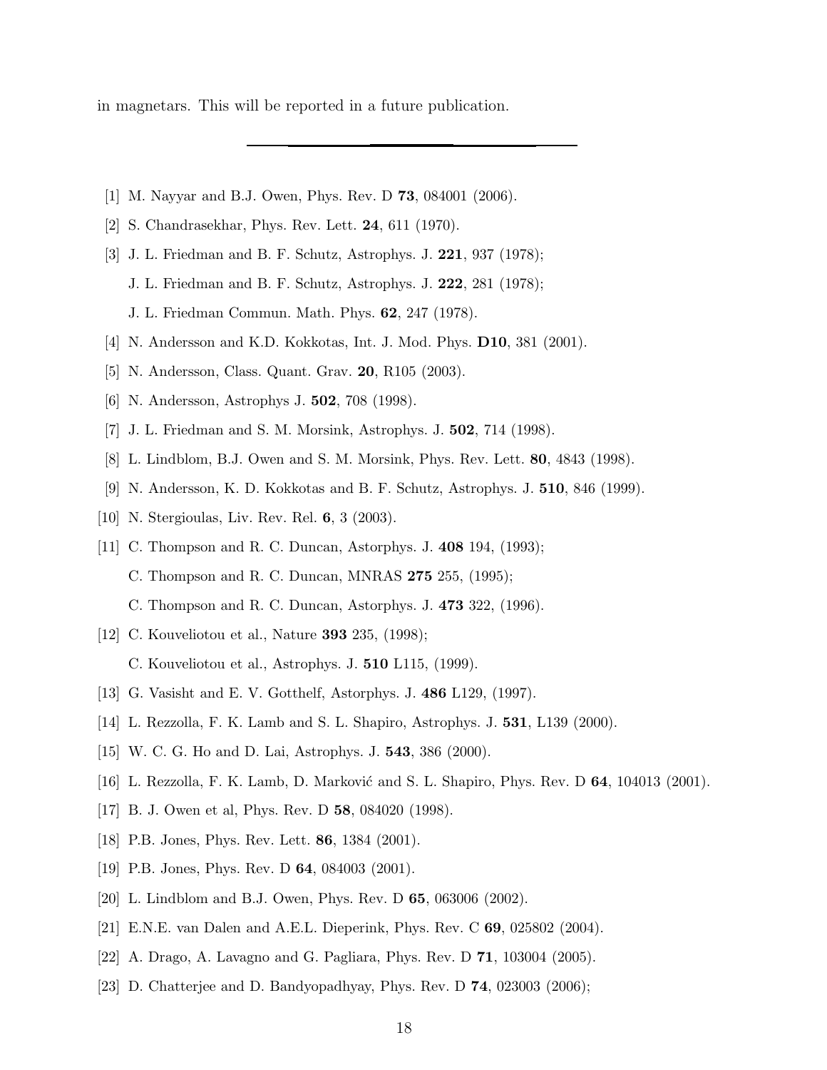in magnetars. This will be reported in a future publication.

---

[1] M. Nayyar and B.J. Owen, Phys. Rev. D **73**, 084001 (2006).

[2] S. Chandrasekhar, Phys. Rev. Lett. **24**, 611 (1970).

[3] J. L. Friedman and B. F. Schutz, Astrophys. J. **221**, 937 (1978);
J. L. Friedman and B. F. Schutz, Astrophys. J. **222**, 281 (1978);
J. L. Friedman Commun. Math. Phys. **62**, 247 (1978).

[4] N. Andersson and K.D. Kokkotas, Int. J. Mod. Phys. **D10**, 381 (2001).

[5] N. Andersson, Class. Quant. Grav. **20**, R105 (2003).

[6] N. Andersson, Astrophys J. **502**, 708 (1998).

[7] J. L. Friedman and S. M. Morsink, Astrophys. J. **502**, 714 (1998).

[8] L. Lindblom, B.J. Owen and S. M. Morsink, Phys. Rev. Lett. **80**, 4843 (1998).

[9] N. Andersson, K. D. Kokkotas and B. F. Schutz, Astrophys. J. **510**, 846 (1999).

[10] N. Stergioulas, Liv. Rev. Rel. **6**, 3 (2003).

[11] C. Thompson and R. C. Duncan, Astorphys. J. **408** 194, (1993);
C. Thompson and R. C. Duncan, MNRAS **275** 255, (1995);
C. Thompson and R. C. Duncan, Astorphys. J. **473** 322, (1996).

[12] C. Kouveliotou et al., Nature **393** 235, (1998);
C. Kouveliotou et al., Astrophys. J. **510** L115, (1999).

[13] G. Vasisht and E. V. Gotthelf, Astorphys. J. **486** L129, (1997).

[14] L. Rezzolla, F. K. Lamb and S. L. Shapiro, Astrophys. J. **531**, L139 (2000).

[15] W. C. G. Ho and D. Lai, Astrophys. J. **543**, 386 (2000).

[16] L. Rezzolla, F. K. Lamb, D. Marković and S. L. Shapiro, Phys. Rev. D **64**, 104013 (2001).

[17] B. J. Owen et al, Phys. Rev. D **58**, 084020 (1998).

[18] P.B. Jones, Phys. Rev. Lett. **86**, 1384 (2001).

[19] P.B. Jones, Phys. Rev. D **64**, 084003 (2001).

[20] L. Lindblom and B.J. Owen, Phys. Rev. D **65**, 063006 (2002).

[21] E.N.E. van Dalen and A.E.L. Dieperink, Phys. Rev. C **69**, 025802 (2004).

[22] A. Drago, A. Lavagno and G. Pagliara, Phys. Rev. D **71**, 103004 (2005).

[23] D. Chatterjee and D. Bandyopadhyay, Phys. Rev. D **74**, 023003 (2006);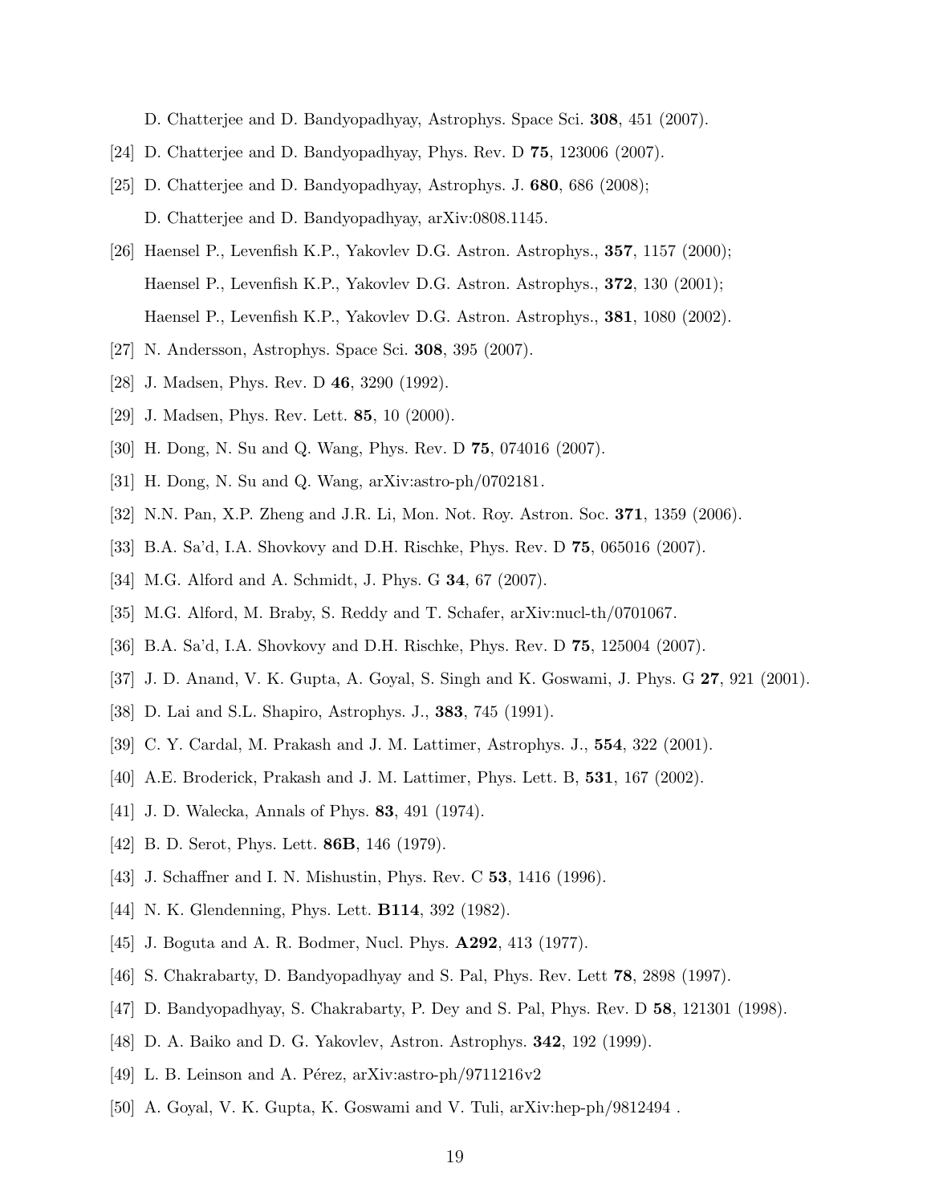D. Chatterjee and D. Bandyopadhyay, Astrophys. Space Sci. **308**, 451 (2007).

[24] D. Chatterjee and D. Bandyopadhyay, Phys. Rev. D **75**, 123006 (2007).

[25] D. Chatterjee and D. Bandyopadhyay, Astrophys. J. **680**, 686 (2008);
D. Chatterjee and D. Bandyopadhyay, arXiv:0808.1145.

[26] Haensel P., Levenfish K.P., Yakovlev D.G. Astron. Astrophys., **357**, 1157 (2000);
Haensel P., Levenfish K.P., Yakovlev D.G. Astron. Astrophys., **372**, 130 (2001);
Haensel P., Levenfish K.P., Yakovlev D.G. Astron. Astrophys., **381**, 1080 (2002).

[27] N. Andersson, Astrophys. Space Sci. **308**, 395 (2007).

[28] J. Madsen, Phys. Rev. D **46**, 3290 (1992).

[29] J. Madsen, Phys. Rev. Lett. **85**, 10 (2000).

[30] H. Dong, N. Su and Q. Wang, Phys. Rev. D **75**, 074016 (2007).

[31] H. Dong, N. Su and Q. Wang, arXiv:astro-ph/0702181.

[32] N.N. Pan, X.P. Zheng and J.R. Li, Mon. Not. Roy. Astron. Soc. **371**, 1359 (2006).

[33] B.A. Sa'd, I.A. Shovkovy and D.H. Rischke, Phys. Rev. D **75**, 065016 (2007).

[34] M.G. Alford and A. Schmidt, J. Phys. G **34**, 67 (2007).

[35] M.G. Alford, M. Braby, S. Reddy and T. Schafer, arXiv:nucl-th/0701067.

[36] B.A. Sa'd, I.A. Shovkovy and D.H. Rischke, Phys. Rev. D **75**, 125004 (2007).

[37] J. D. Anand, V. K. Gupta, A. Goyal, S. Singh and K. Goswami, J. Phys. G **27**, 921 (2001).

[38] D. Lai and S.L. Shapiro, Astrophys. J., **383**, 745 (1991).

[39] C. Y. Cardal, M. Prakash and J. M. Lattimer, Astrophys. J., **554**, 322 (2001).

[40] A.E. Broderick, Prakash and J. M. Lattimer, Phys. Lett. B, **531**, 167 (2002).

[41] J. D. Walecka, Annals of Phys. **83**, 491 (1974).

[42] B. D. Serot, Phys. Lett. **86B**, 146 (1979).

[43] J. Schaffner and I. N. Mishustin, Phys. Rev. C **53**, 1416 (1996).

[44] N. K. Glendenning, Phys. Lett. **B114**, 392 (1982).

[45] J. Boguta and A. R. Bodmer, Nucl. Phys. **A292**, 413 (1977).

[46] S. Chakrabarty, D. Bandyopadhyay and S. Pal, Phys. Rev. Lett **78**, 2898 (1997).

[47] D. Bandyopadhyay, S. Chakrabarty, P. Dey and S. Pal, Phys. Rev. D **58**, 121301 (1998).

[48] D. A. Baiko and D. G. Yakovlev, Astron. Astrophys. **342**, 192 (1999).

[49] L. B. Leinson and A. Pérez, arXiv:astro-ph/9711216v2

[50] A. Goyal, V. K. Gupta, K. Goswami and V. Tuli, arXiv:hep-ph/9812494 .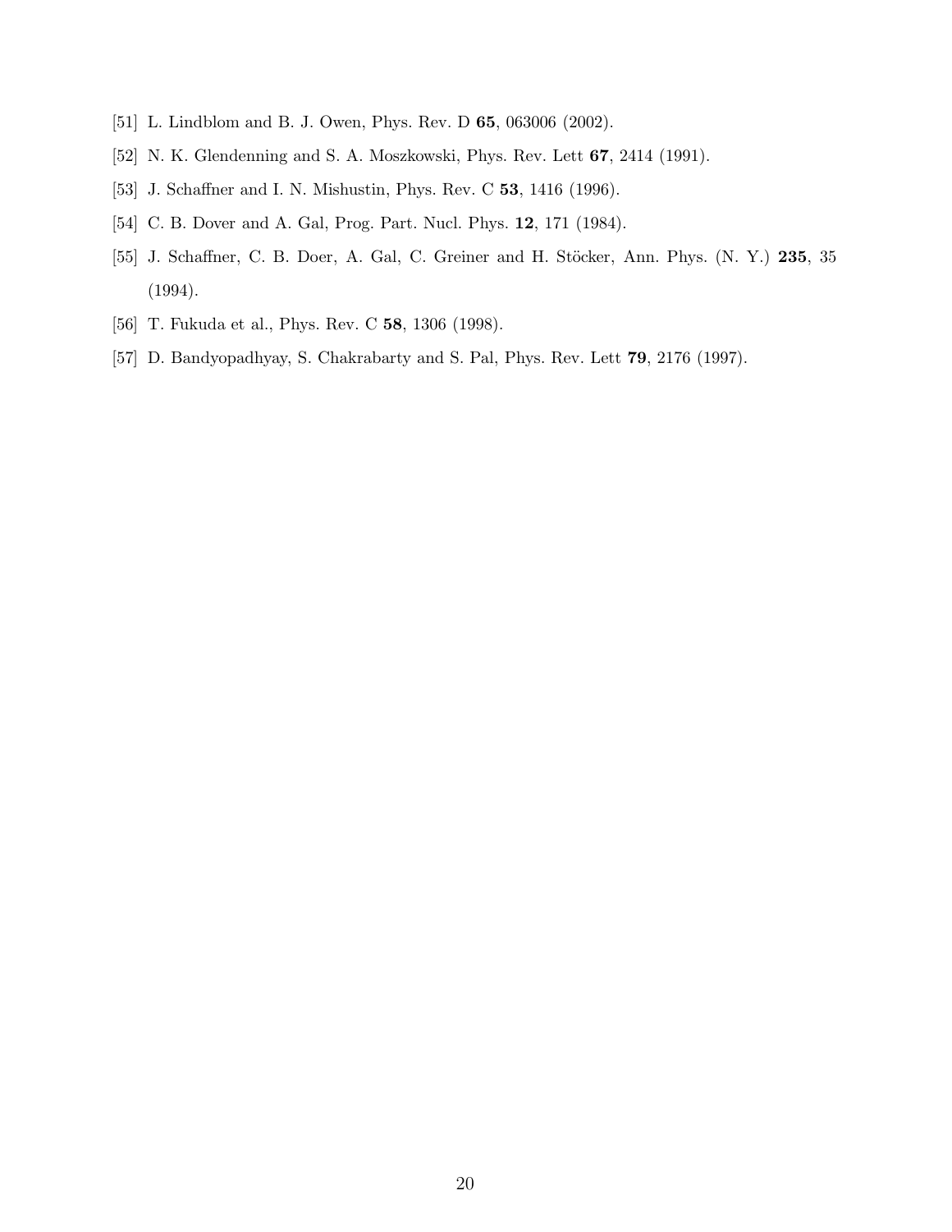[51] L. Lindblom and B. J. Owen, Phys. Rev. D **65**, 063006 (2002).

[52] N. K. Glendenning and S. A. Moszkowski, Phys. Rev. Lett **67**, 2414 (1991).

[53] J. Schaffner and I. N. Mishustin, Phys. Rev. C **53**, 1416 (1996).

[54] C. B. Dover and A. Gal, Prog. Part. Nucl. Phys. **12**, 171 (1984).

[55] J. Schaffner, C. B. Doer, A. Gal, C. Greiner and H. Stöcker, Ann. Phys. (N. Y.) **235**, 35 (1994).

[56] T. Fukuda et al., Phys. Rev. C **58**, 1306 (1998).

[57] D. Bandyopadhyay, S. Chakrabarty and S. Pal, Phys. Rev. Lett **79**, 2176 (1997).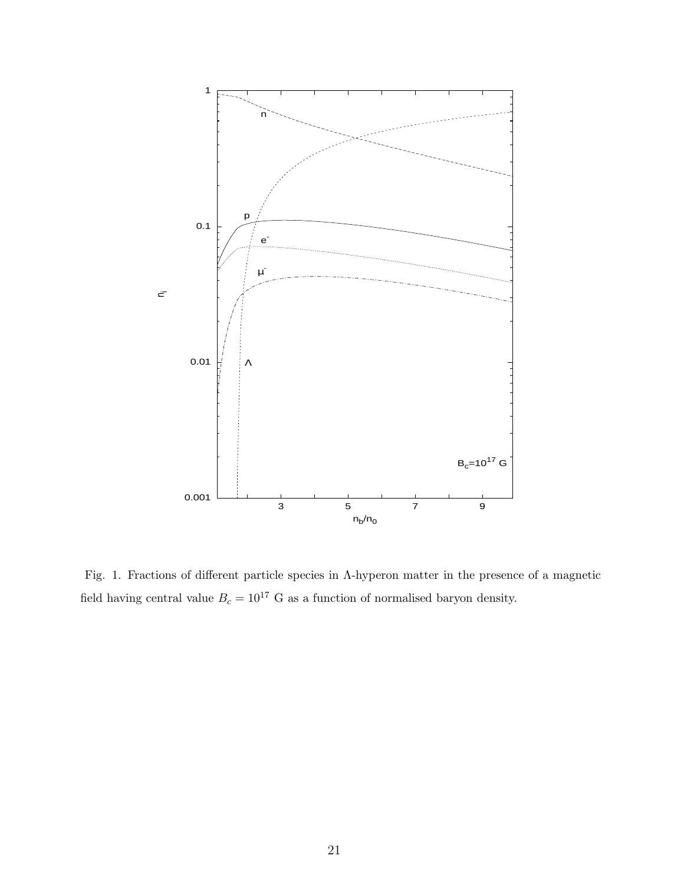Fig. 1. Fractions of different particle species in Λ-hyperon matter in the presence of a magnetic field having central value $B_c = 10^{17}$ G as a function of normalised baryon density.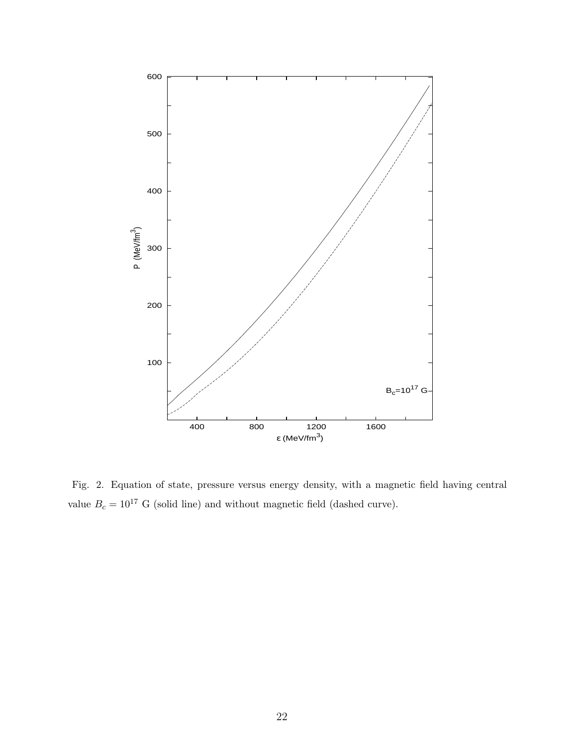Fig. 2. Equation of state, pressure versus energy density, with a magnetic field having central value $B_c = 10^{17}$ G (solid line) and without magnetic field (dashed curve).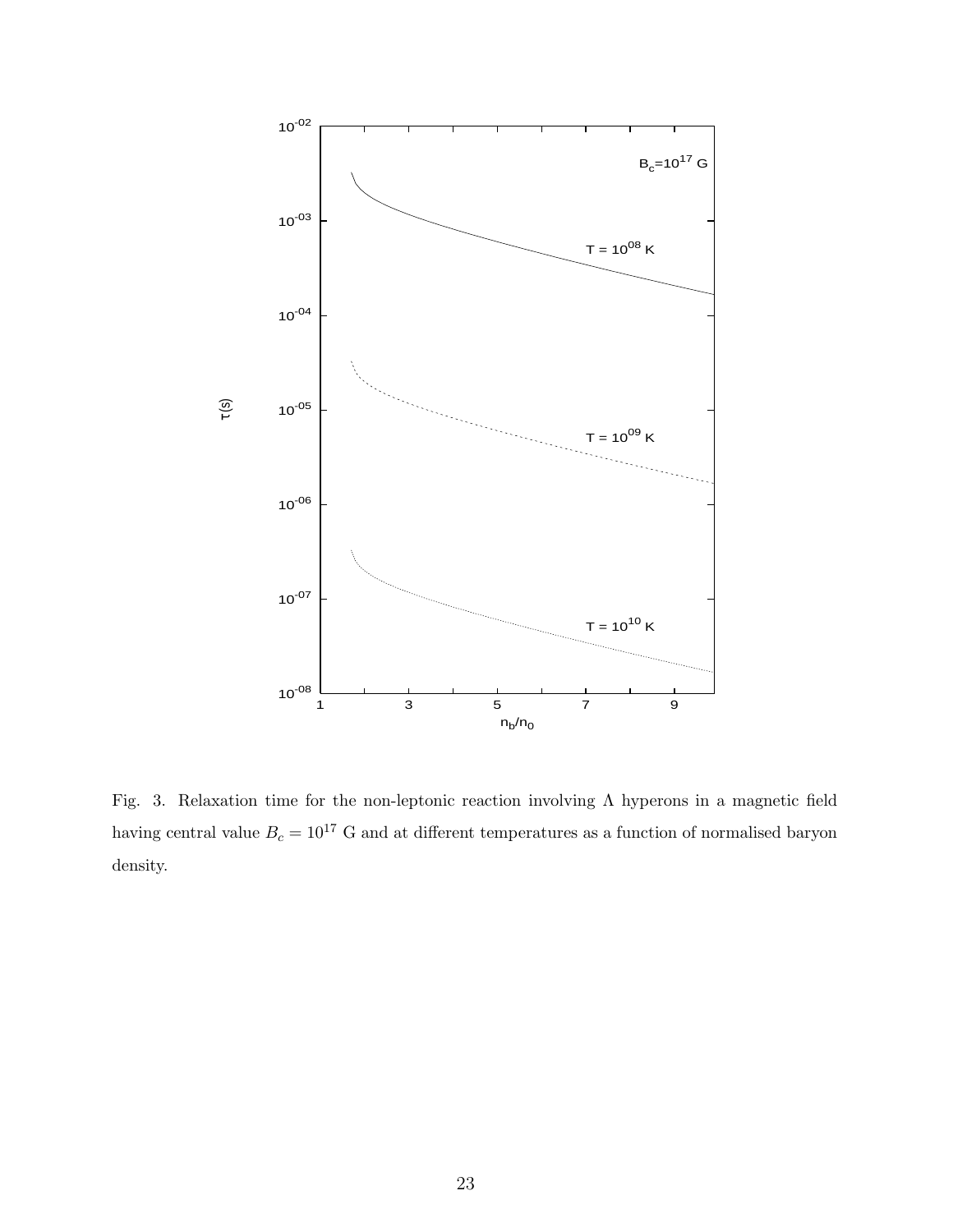Fig. 3. Relaxation time for the non-leptonic reaction involving $\Lambda$ hyperons in a magnetic field having central value $B_c = 10^{17}$ G and at different temperatures as a function of normalised baryon density.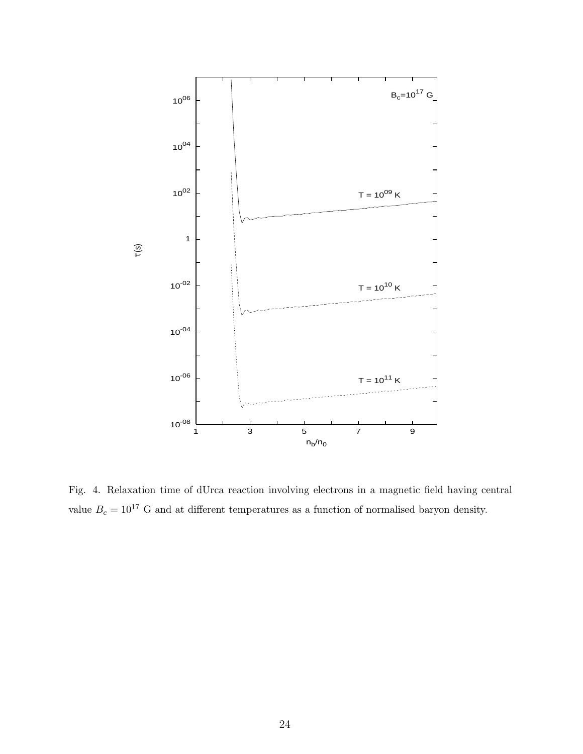Fig. 4. Relaxation time of dUrca reaction involving electrons in a magnetic field having central value $B_c = 10^{17}$ G and at different temperatures as a function of normalised baryon density.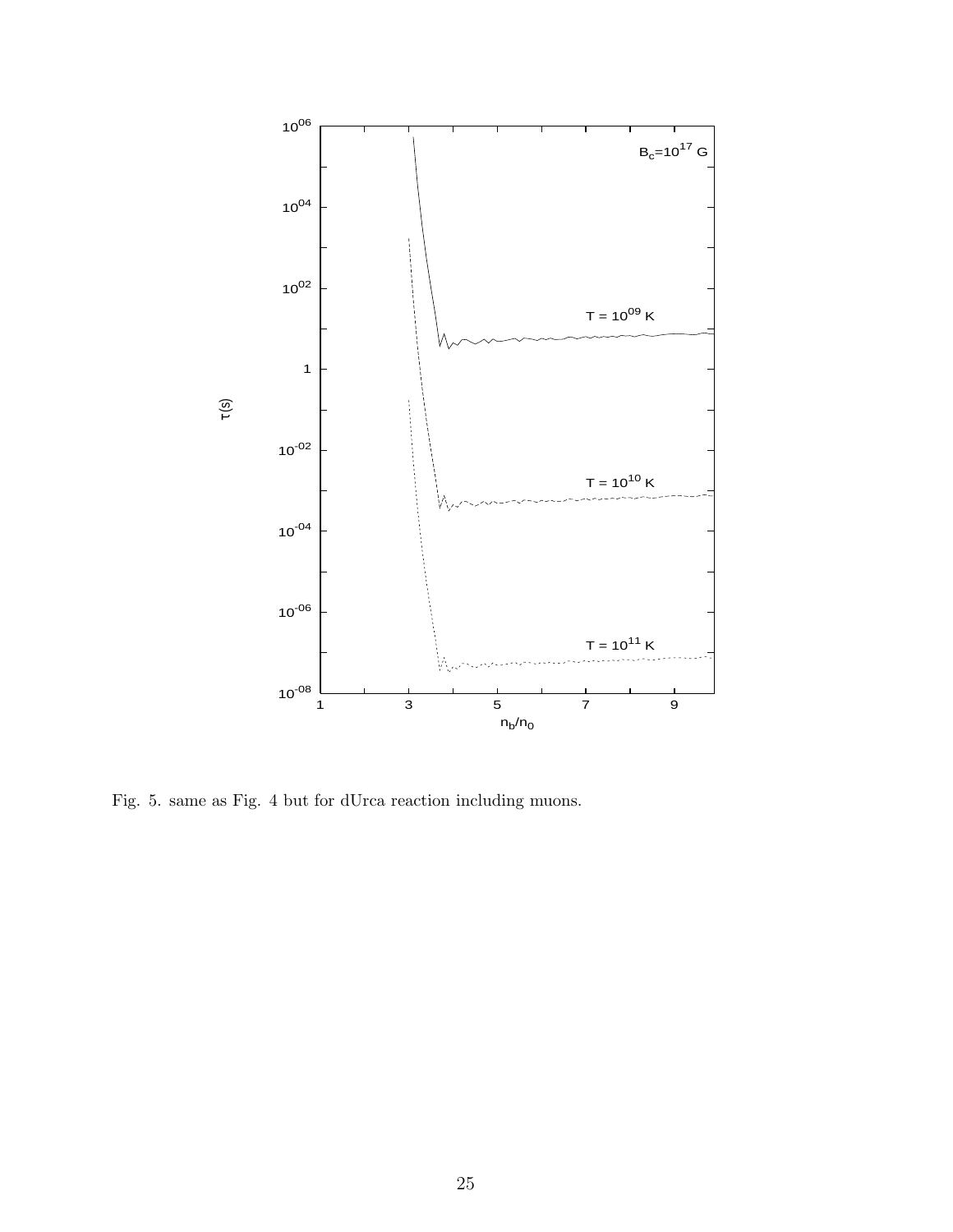Fig. 5. same as Fig. 4 but for dUrca reaction including muons.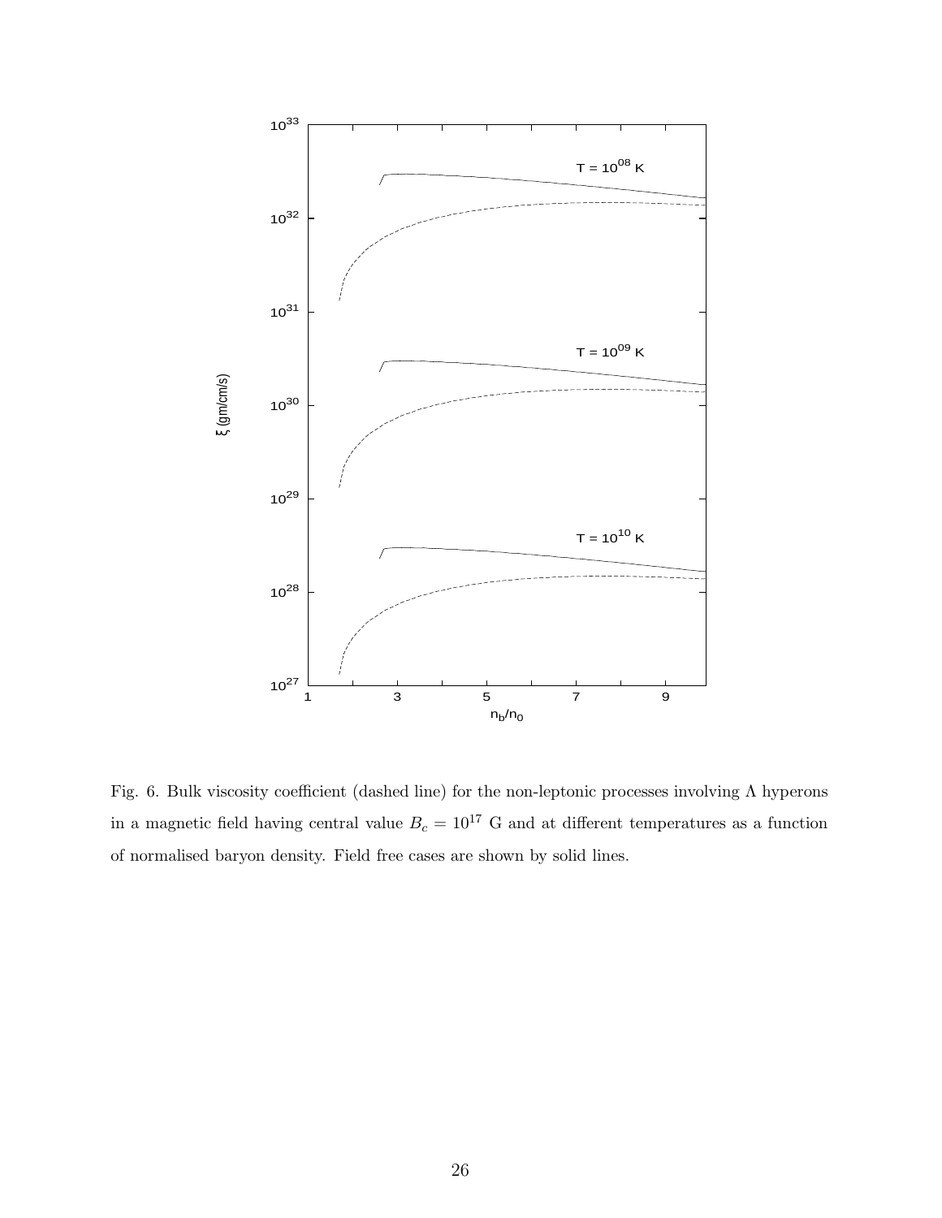Fig. 6. Bulk viscosity coefficient (dashed line) for the non-leptonic processes involving $\Lambda$ hyperons in a magnetic field having central value $B_c = 10^{17}$ G and at different temperatures as a function of normalised baryon density. Field free cases are shown by solid lines.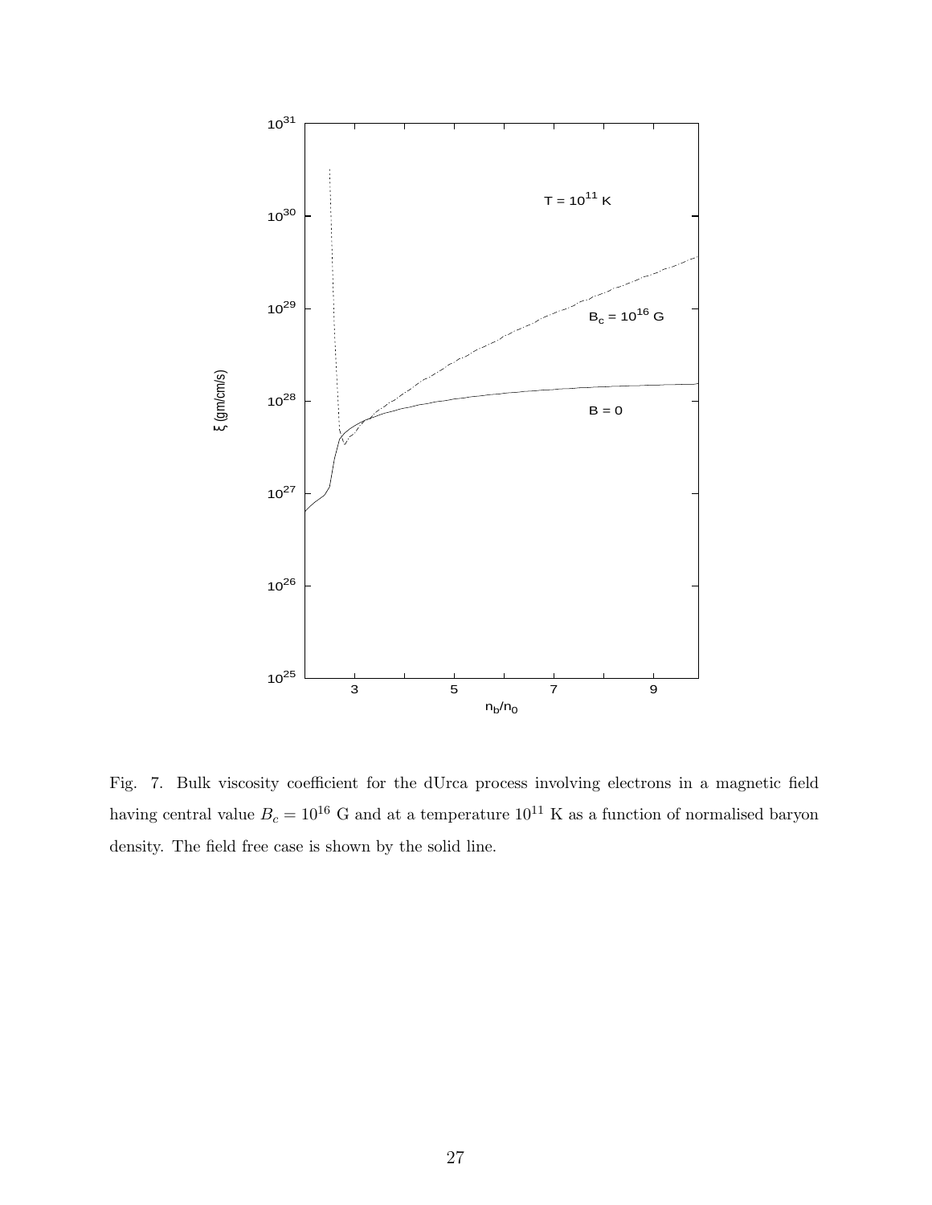Fig. 7. Bulk viscosity coefficient for the dUrca process involving electrons in a magnetic field having central value $B_c = 10^{16}$ G and at a temperature $10^{11}$ K as a function of normalised baryon density. The field free case is shown by the solid line.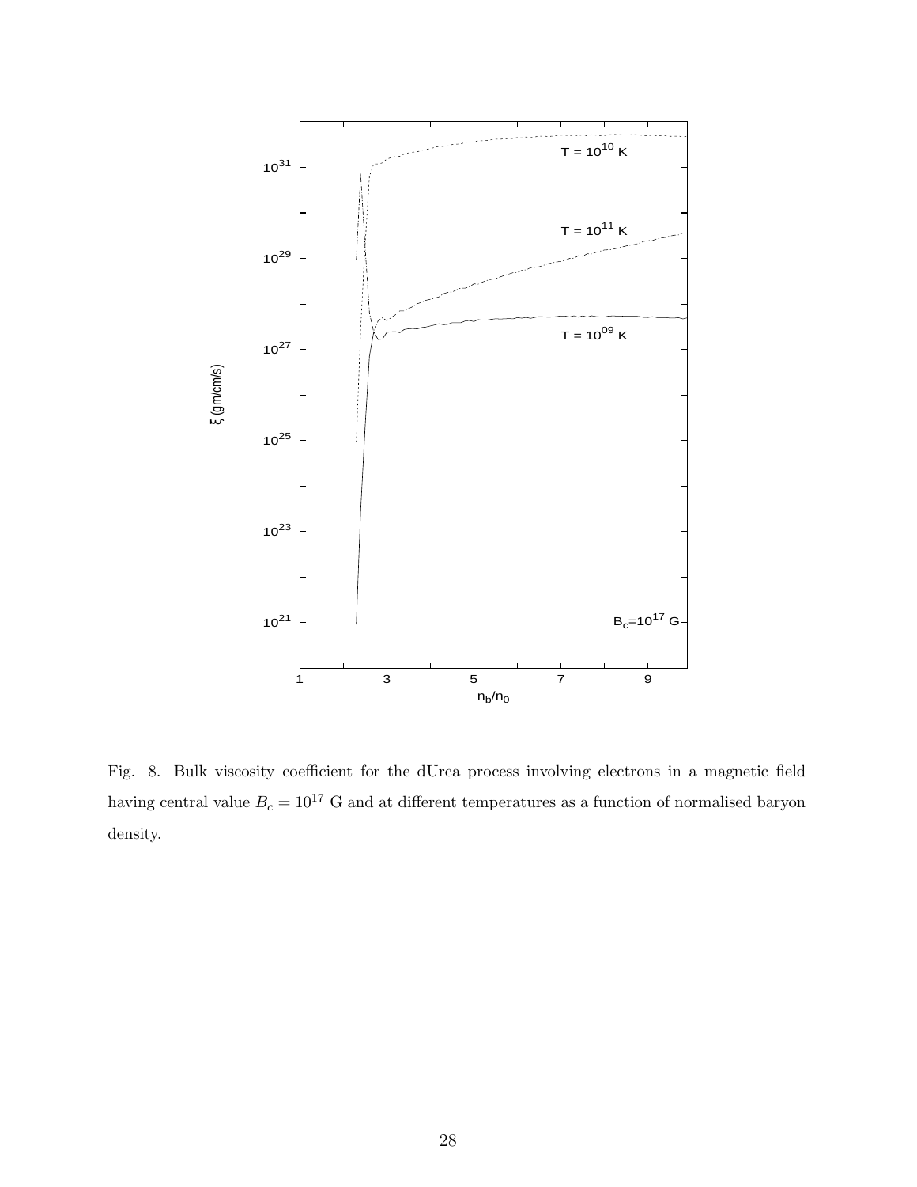Fig. 8. Bulk viscosity coefficient for the dUrca process involving electrons in a magnetic field having central value $B_c = 10^{17}$ G and at different temperatures as a function of normalised baryon density.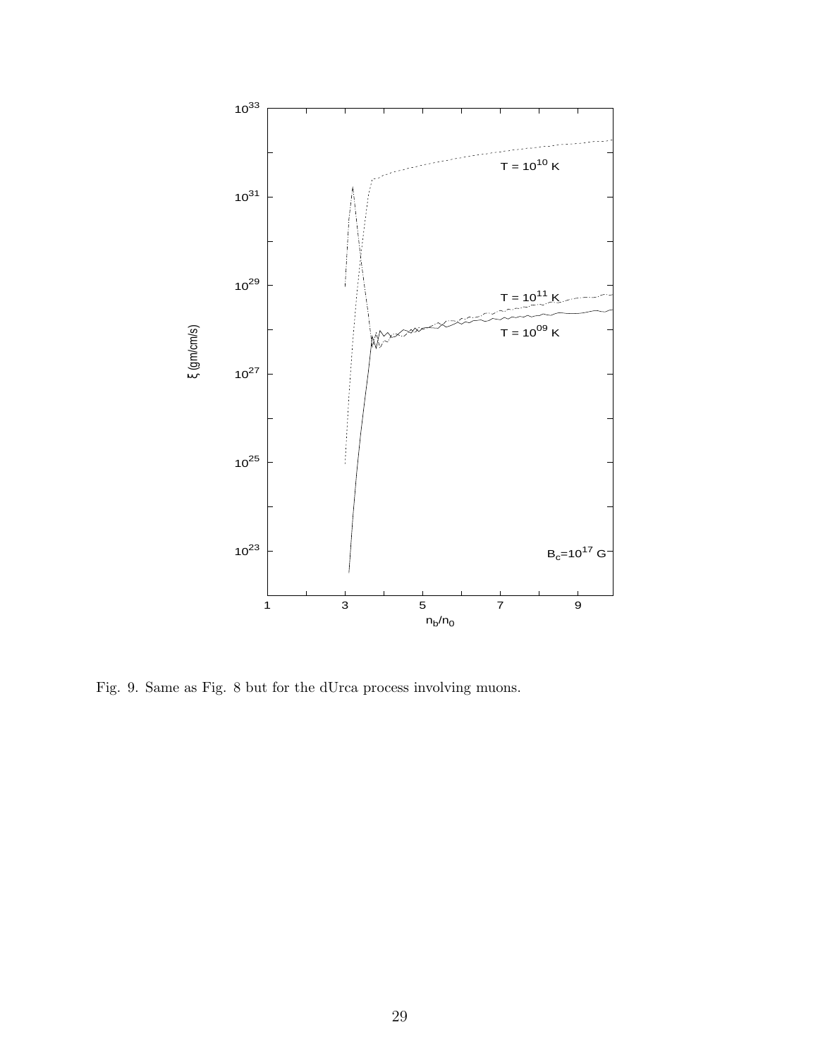$\xi$ (gm/cm/s)

$10^{33}$

$10^{31}$

$10^{29}$

$10^{27}$

$10^{25}$

$10^{23}$

1

3

5

7

9

$n_b/n_0$

T = $10^{10}$ K

T = $10^{11}$ K

T = $10^{09}$ K

$B_c$=$10^{17}$ G

Fig. 9. Same as Fig. 8 but for the dUrca process involving muons.